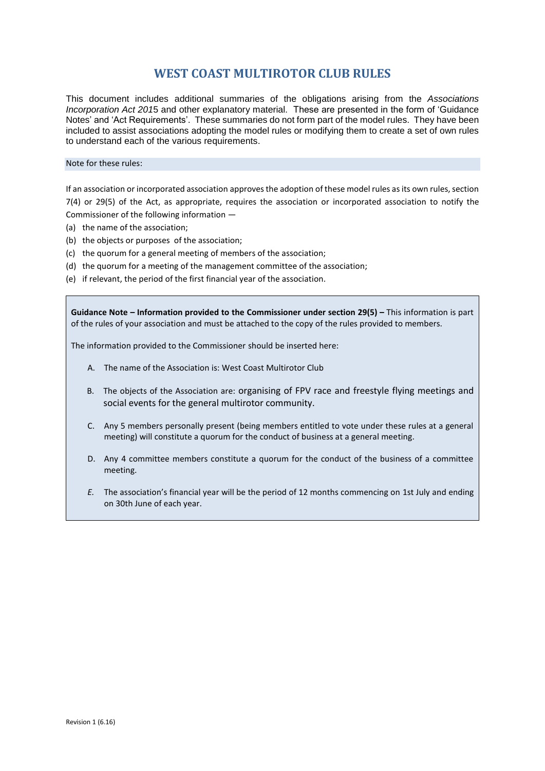# WEST COAST MULTIROTOR CLUB RULES

This document includes additional summaries of the obligations arising from the *Associations Incorporation Act 2015* and other explanatory material. These are presented in the form of 'Guidance Notes' and 'Act Requirements'. These summaries do not form part of the model rules. They have been included to assist associations adopting the model rules or modifying them to create a set of own rules to understand each of the various requirements.

Note for these rules:

If an association or incorporated association approves the adoption of these model rules as its own rules, section 7(4) or 29(5) of the Act, as appropriate, requires the association or incorporated association to notify the Commissioner of the following information —

(a) the name of the association;
(b) the objects or purposes of the association;
(c) the quorum for a general meeting of members of the association;
(d) the quorum for a meeting of the management committee of the association;
(e) if relevant, the period of the first financial year of the association.

**Guidance Note – Information provided to the Commissioner under section 29(5) –** This information is part of the rules of your association and must be attached to the copy of the rules provided to members.

The information provided to the Commissioner should be inserted here:

A. The name of the Association is: West Coast Multirotor Club

B. The objects of the Association are: organising of FPV race and freestyle flying meetings and social events for the general multirotor community.

C. Any 5 members personally present (being members entitled to vote under these rules at a general meeting) will constitute a quorum for the conduct of business at a general meeting.

D. Any 4 committee members constitute a quorum for the conduct of the business of a committee meeting.

*E.* The association's financial year will be the period of 12 months commencing on 1st July and ending on 30th June of each year.

Revision 1 (6.16)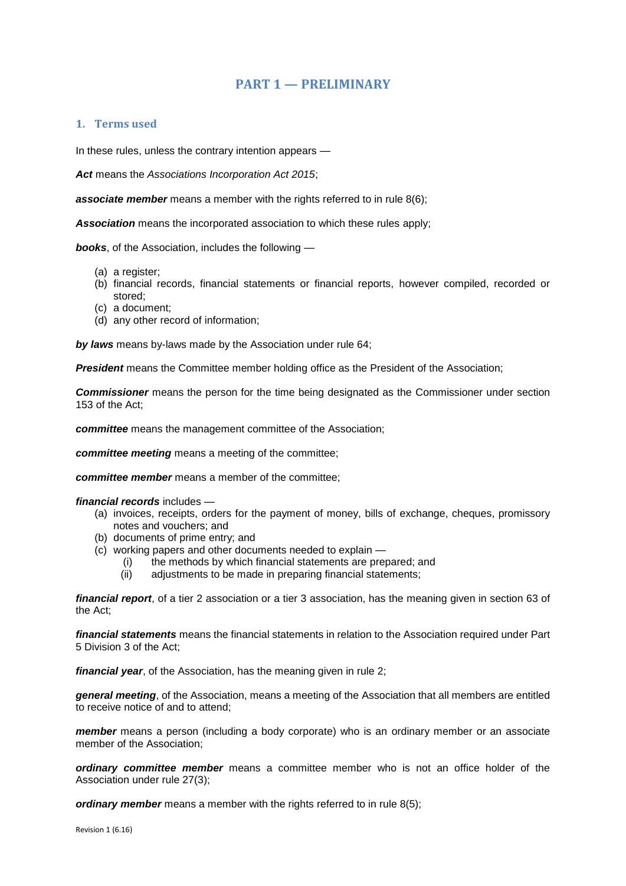# PART 1 — PRELIMINARY

## 1. Terms used

In these rules, unless the contrary intention appears —

***Act*** means the *Associations Incorporation Act 2015*;

***associate member*** means a member with the rights referred to in rule 8(6);

***Association*** means the incorporated association to which these rules apply;

***books***, of the Association, includes the following —

- (a) a register;
- (b) financial records, financial statements or financial reports, however compiled, recorded or stored;
- (c) a document;
- (d) any other record of information;

***by laws*** means by-laws made by the Association under rule 64;

***President*** means the Committee member holding office as the President of the Association;

***Commissioner*** means the person for the time being designated as the Commissioner under section 153 of the Act;

***committee*** means the management committee of the Association;

***committee meeting*** means a meeting of the committee;

***committee member*** means a member of the committee;

***financial records*** includes —

- (a) invoices, receipts, orders for the payment of money, bills of exchange, cheques, promissory notes and vouchers; and
- (b) documents of prime entry; and
- (c) working papers and other documents needed to explain —
  - (i) the methods by which financial statements are prepared; and
  - (ii) adjustments to be made in preparing financial statements;

***financial report***, of a tier 2 association or a tier 3 association, has the meaning given in section 63 of the Act;

***financial statements*** means the financial statements in relation to the Association required under Part 5 Division 3 of the Act;

***financial year***, of the Association, has the meaning given in rule 2;

***general meeting***, of the Association, means a meeting of the Association that all members are entitled to receive notice of and to attend;

***member*** means a person (including a body corporate) who is an ordinary member or an associate member of the Association;

***ordinary committee member*** means a committee member who is not an office holder of the Association under rule 27(3);

***ordinary member*** means a member with the rights referred to in rule 8(5);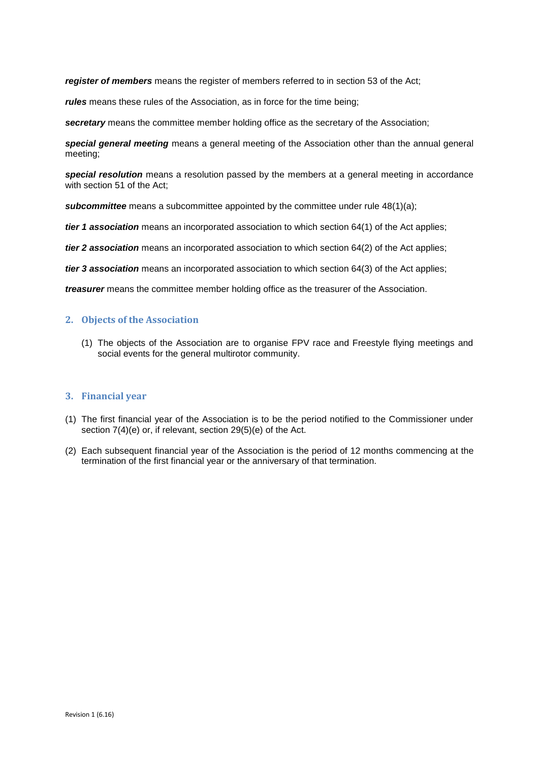***register of members*** means the register of members referred to in section 53 of the Act;

***rules*** means these rules of the Association, as in force for the time being;

***secretary*** means the committee member holding office as the secretary of the Association;

***special general meeting*** means a general meeting of the Association other than the annual general meeting;

***special resolution*** means a resolution passed by the members at a general meeting in accordance with section 51 of the Act;

***subcommittee*** means a subcommittee appointed by the committee under rule 48(1)(a);

***tier 1 association*** means an incorporated association to which section 64(1) of the Act applies;

***tier 2 association*** means an incorporated association to which section 64(2) of the Act applies;

***tier 3 association*** means an incorporated association to which section 64(3) of the Act applies;

***treasurer*** means the committee member holding office as the treasurer of the Association.

## 2. Objects of the Association

(1) The objects of the Association are to organise FPV race and Freestyle flying meetings and social events for the general multirotor community.

## 3. Financial year

(1) The first financial year of the Association is to be the period notified to the Commissioner under section 7(4)(e) or, if relevant, section 29(5)(e) of the Act.

(2) Each subsequent financial year of the Association is the period of 12 months commencing at the termination of the first financial year or the anniversary of that termination.

Revision 1 (6.16)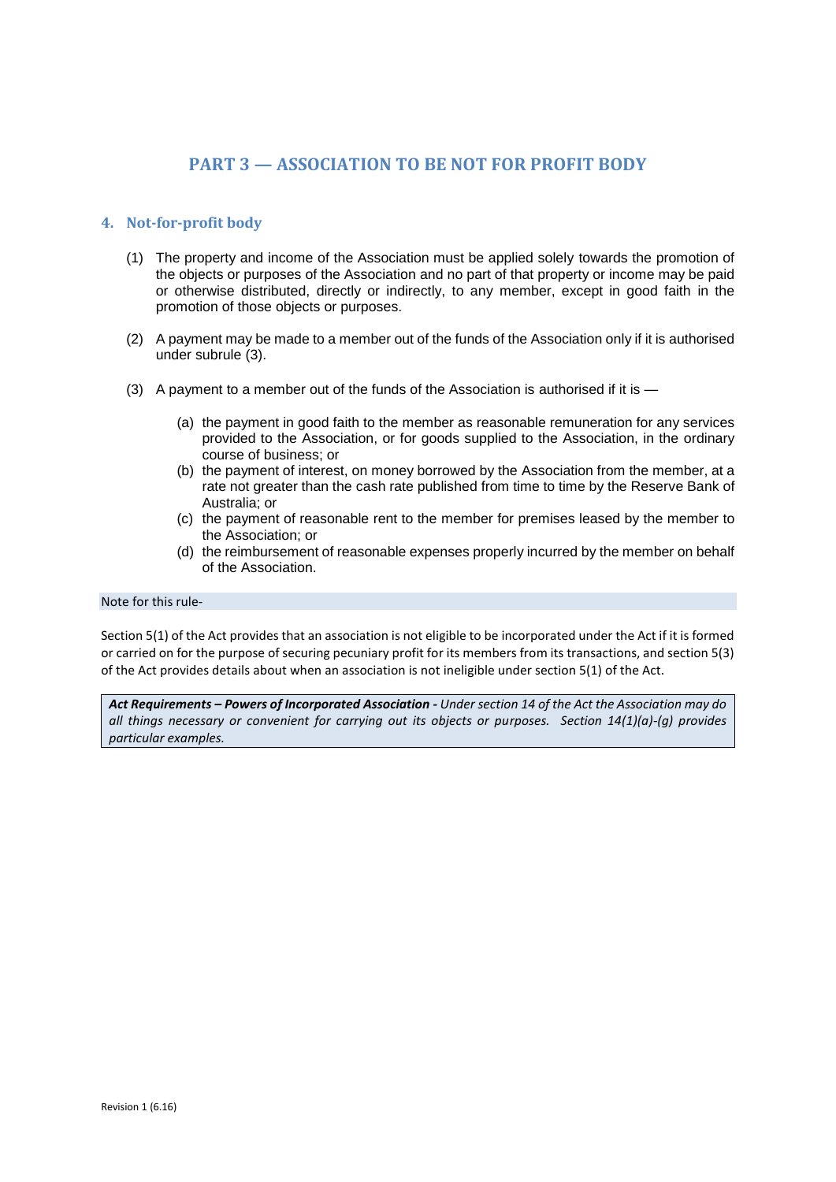## PART 3 — ASSOCIATION TO BE NOT FOR PROFIT BODY

### 4. Not-for-profit body

(1) The property and income of the Association must be applied solely towards the promotion of the objects or purposes of the Association and no part of that property or income may be paid or otherwise distributed, directly or indirectly, to any member, except in good faith in the promotion of those objects or purposes.

(2) A payment may be made to a member out of the funds of the Association only if it is authorised under subrule (3).

(3) A payment to a member out of the funds of the Association is authorised if it is —

- (a) the payment in good faith to the member as reasonable remuneration for any services provided to the Association, or for goods supplied to the Association, in the ordinary course of business; or
- (b) the payment of interest, on money borrowed by the Association from the member, at a rate not greater than the cash rate published from time to time by the Reserve Bank of Australia; or
- (c) the payment of reasonable rent to the member for premises leased by the member to the Association; or
- (d) the reimbursement of reasonable expenses properly incurred by the member on behalf of the Association.

Note for this rule-

Section 5(1) of the Act provides that an association is not eligible to be incorporated under the Act if it is formed or carried on for the purpose of securing pecuniary profit for its members from its transactions, and section 5(3) of the Act provides details about when an association is not ineligible under section 5(1) of the Act.

***Act Requirements – Powers of Incorporated Association -*** *Under section 14 of the Act the Association may do all things necessary or convenient for carrying out its objects or purposes. Section 14(1)(a)-(g) provides particular examples.*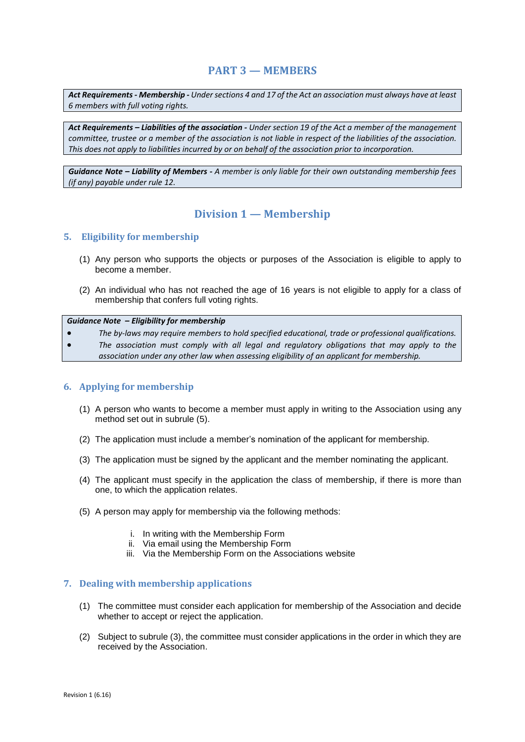# PART 3 — MEMBERS

> ***Act Requirements - Membership -*** *Under sections 4 and 17 of the Act an association must always have at least 6 members with full voting rights.*

> ***Act Requirements – Liabilities of the association -*** *Under section 19 of the Act a member of the management committee, trustee or a member of the association is not liable in respect of the liabilities of the association. This does not apply to liabilities incurred by or on behalf of the association prior to incorporation.*

> ***Guidance Note – Liability of Members -*** *A member is only liable for their own outstanding membership fees (if any) payable under rule 12.*

## Division 1 — Membership

### 5. Eligibility for membership

(1) Any person who supports the objects or purposes of the Association is eligible to apply to become a member.

(2) An individual who has not reached the age of 16 years is not eligible to apply for a class of membership that confers full voting rights.

> ***Guidance Note – Eligibility for membership***
>
> - *The by-laws may require members to hold specified educational, trade or professional qualifications.*
> - *The association must comply with all legal and regulatory obligations that may apply to the association under any other law when assessing eligibility of an applicant for membership.*

### 6. Applying for membership

(1) A person who wants to become a member must apply in writing to the Association using any method set out in subrule (5).

(2) The application must include a member's nomination of the applicant for membership.

(3) The application must be signed by the applicant and the member nominating the applicant.

(4) The applicant must specify in the application the class of membership, if there is more than one, to which the application relates.

(5) A person may apply for membership via the following methods:

i. In writing with the Membership Form
ii. Via email using the Membership Form
iii. Via the Membership Form on the Associations website

### 7. Dealing with membership applications

(1) The committee must consider each application for membership of the Association and decide whether to accept or reject the application.

(2) Subject to subrule (3), the committee must consider applications in the order in which they are received by the Association.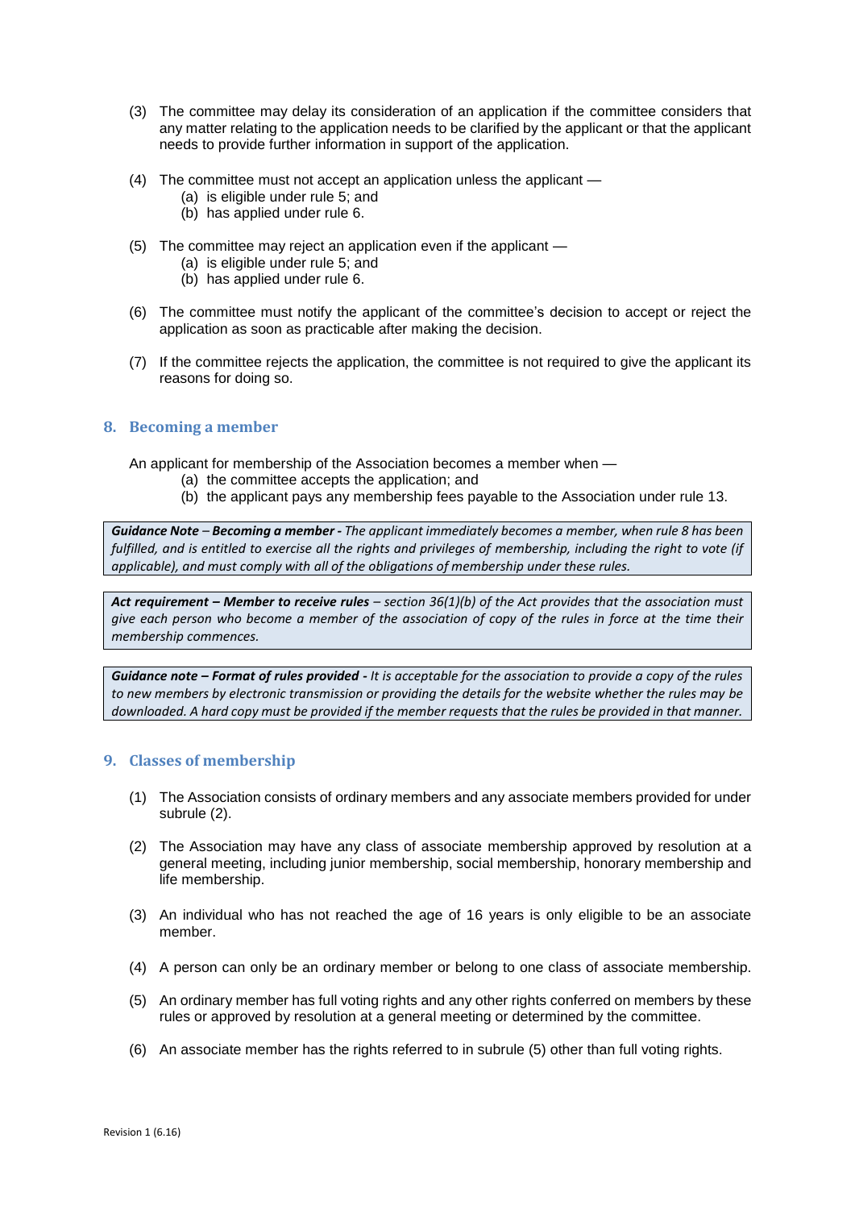(3) The committee may delay its consideration of an application if the committee considers that any matter relating to the application needs to be clarified by the applicant or that the applicant needs to provide further information in support of the application.

(4) The committee must not accept an application unless the applicant —
  (a) is eligible under rule 5; and
  (b) has applied under rule 6.

(5) The committee may reject an application even if the applicant —
  (a) is eligible under rule 5; and
  (b) has applied under rule 6.

(6) The committee must notify the applicant of the committee's decision to accept or reject the application as soon as practicable after making the decision.

(7) If the committee rejects the application, the committee is not required to give the applicant its reasons for doing so.

## 8. Becoming a member

An applicant for membership of the Association becomes a member when —
  (a) the committee accepts the application; and
  (b) the applicant pays any membership fees payable to the Association under rule 13.

> ***Guidance Note – Becoming a member -*** *The applicant immediately becomes a member, when rule 8 has been fulfilled, and is entitled to exercise all the rights and privileges of membership, including the right to vote (if applicable), and must comply with all of the obligations of membership under these rules.*

> ***Act requirement – Member to receive rules*** *– section 36(1)(b) of the Act provides that the association must give each person who become a member of the association of copy of the rules in force at the time their membership commences.*

> ***Guidance note – Format of rules provided -*** *It is acceptable for the association to provide a copy of the rules to new members by electronic transmission or providing the details for the website whether the rules may be downloaded. A hard copy must be provided if the member requests that the rules be provided in that manner.*

## 9. Classes of membership

(1) The Association consists of ordinary members and any associate members provided for under subrule (2).

(2) The Association may have any class of associate membership approved by resolution at a general meeting, including junior membership, social membership, honorary membership and life membership.

(3) An individual who has not reached the age of 16 years is only eligible to be an associate member.

(4) A person can only be an ordinary member or belong to one class of associate membership.

(5) An ordinary member has full voting rights and any other rights conferred on members by these rules or approved by resolution at a general meeting or determined by the committee.

(6) An associate member has the rights referred to in subrule (5) other than full voting rights.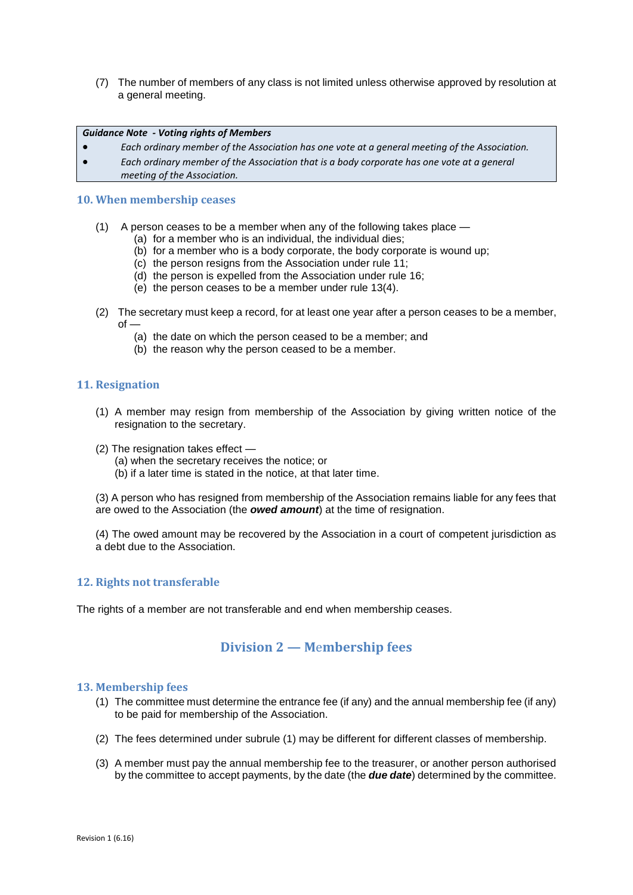(7) The number of members of any class is not limited unless otherwise approved by resolution at a general meeting.

> ***Guidance Note - Voting rights of Members***
>
> - *Each ordinary member of the Association has one vote at a general meeting of the Association.*
> - *Each ordinary member of the Association that is a body corporate has one vote at a general meeting of the Association.*

### 10. When membership ceases

(1) A person ceases to be a member when any of the following takes place —

- (a) for a member who is an individual, the individual dies;
- (b) for a member who is a body corporate, the body corporate is wound up;
- (c) the person resigns from the Association under rule 11;
- (d) the person is expelled from the Association under rule 16;
- (e) the person ceases to be a member under rule 13(4).

(2) The secretary must keep a record, for at least one year after a person ceases to be a member, of —

- (a) the date on which the person ceased to be a member; and
- (b) the reason why the person ceased to be a member.

### 11. Resignation

(1) A member may resign from membership of the Association by giving written notice of the resignation to the secretary.

(2) The resignation takes effect —

- (a) when the secretary receives the notice; or
- (b) if a later time is stated in the notice, at that later time.

(3) A person who has resigned from membership of the Association remains liable for any fees that are owed to the Association (the ***owed amount***) at the time of resignation.

(4) The owed amount may be recovered by the Association in a court of competent jurisdiction as a debt due to the Association.

### 12. Rights not transferable

The rights of a member are not transferable and end when membership ceases.

## Division 2 — Membership fees

### 13. Membership fees

(1) The committee must determine the entrance fee (if any) and the annual membership fee (if any) to be paid for membership of the Association.

(2) The fees determined under subrule (1) may be different for different classes of membership.

(3) A member must pay the annual membership fee to the treasurer, or another person authorised by the committee to accept payments, by the date (the ***due date***) determined by the committee.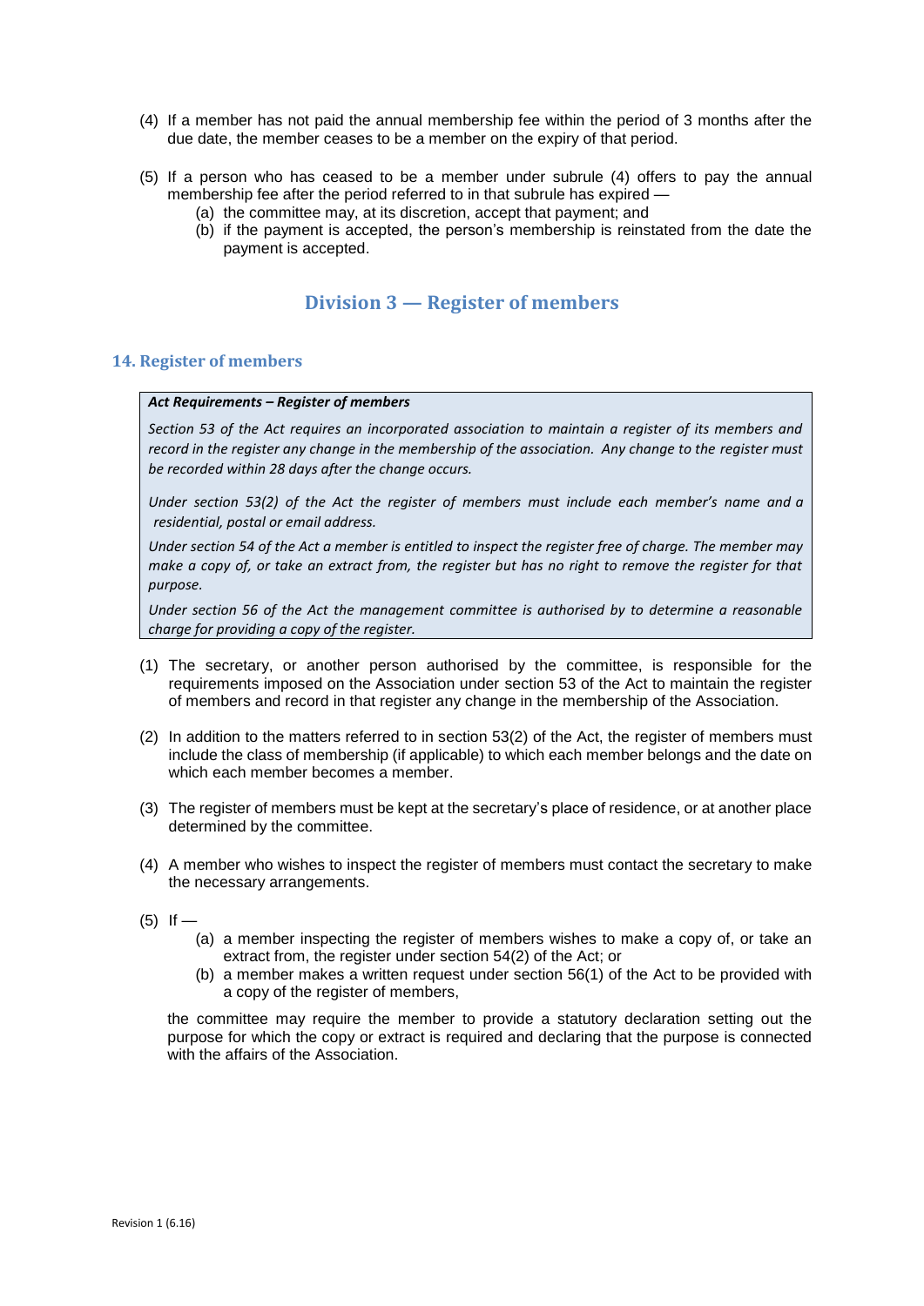(4) If a member has not paid the annual membership fee within the period of 3 months after the due date, the member ceases to be a member on the expiry of that period.

(5) If a person who has ceased to be a member under subrule (4) offers to pay the annual membership fee after the period referred to in that subrule has expired —
   - (a) the committee may, at its discretion, accept that payment; and
   - (b) if the payment is accepted, the person's membership is reinstated from the date the payment is accepted.

## Division 3 — Register of members

### 14. Register of members

> ***Act Requirements – Register of members***
>
> *Section 53 of the Act requires an incorporated association to maintain a register of its members and record in the register any change in the membership of the association. Any change to the register must be recorded within 28 days after the change occurs.*
>
> *Under section 53(2) of the Act the register of members must include each member's name and a residential, postal or email address.*
>
> *Under section 54 of the Act a member is entitled to inspect the register free of charge. The member may make a copy of, or take an extract from, the register but has no right to remove the register for that purpose.*
>
> *Under section 56 of the Act the management committee is authorised by to determine a reasonable charge for providing a copy of the register.*

(1) The secretary, or another person authorised by the committee, is responsible for the requirements imposed on the Association under section 53 of the Act to maintain the register of members and record in that register any change in the membership of the Association.

(2) In addition to the matters referred to in section 53(2) of the Act, the register of members must include the class of membership (if applicable) to which each member belongs and the date on which each member becomes a member.

(3) The register of members must be kept at the secretary's place of residence, or at another place determined by the committee.

(4) A member who wishes to inspect the register of members must contact the secretary to make the necessary arrangements.

(5) If —
   - (a) a member inspecting the register of members wishes to make a copy of, or take an extract from, the register under section 54(2) of the Act; or
   - (b) a member makes a written request under section 56(1) of the Act to be provided with a copy of the register of members,

   the committee may require the member to provide a statutory declaration setting out the purpose for which the copy or extract is required and declaring that the purpose is connected with the affairs of the Association.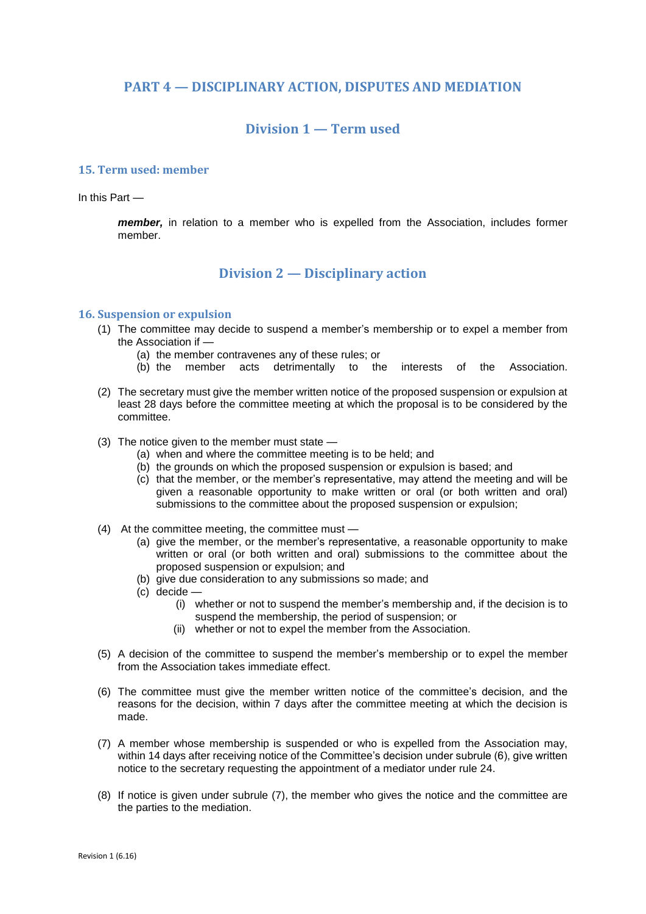# PART 4 — DISCIPLINARY ACTION, DISPUTES AND MEDIATION

## Division 1 — Term used

### 15. Term used: member

In this Part —

> ***member,*** in relation to a member who is expelled from the Association, includes former member.

## Division 2 — Disciplinary action

### 16. Suspension or expulsion

(1) The committee may decide to suspend a member's membership or to expel a member from the Association if —
   - (a) the member contravenes any of these rules; or
   - (b) the member acts detrimentally to the interests of the Association.

(2) The secretary must give the member written notice of the proposed suspension or expulsion at least 28 days before the committee meeting at which the proposal is to be considered by the committee.

(3) The notice given to the member must state —
   - (a) when and where the committee meeting is to be held; and
   - (b) the grounds on which the proposed suspension or expulsion is based; and
   - (c) that the member, or the member's representative, may attend the meeting and will be given a reasonable opportunity to make written or oral (or both written and oral) submissions to the committee about the proposed suspension or expulsion;

(4) At the committee meeting, the committee must —
   - (a) give the member, or the member's representative, a reasonable opportunity to make written or oral (or both written and oral) submissions to the committee about the proposed suspension or expulsion; and
   - (b) give due consideration to any submissions so made; and
   - (c) decide —
     - (i) whether or not to suspend the member's membership and, if the decision is to suspend the membership, the period of suspension; or
     - (ii) whether or not to expel the member from the Association.

(5) A decision of the committee to suspend the member's membership or to expel the member from the Association takes immediate effect.

(6) The committee must give the member written notice of the committee's decision, and the reasons for the decision, within 7 days after the committee meeting at which the decision is made.

(7) A member whose membership is suspended or who is expelled from the Association may, within 14 days after receiving notice of the Committee's decision under subrule (6), give written notice to the secretary requesting the appointment of a mediator under rule 24.

(8) If notice is given under subrule (7), the member who gives the notice and the committee are the parties to the mediation.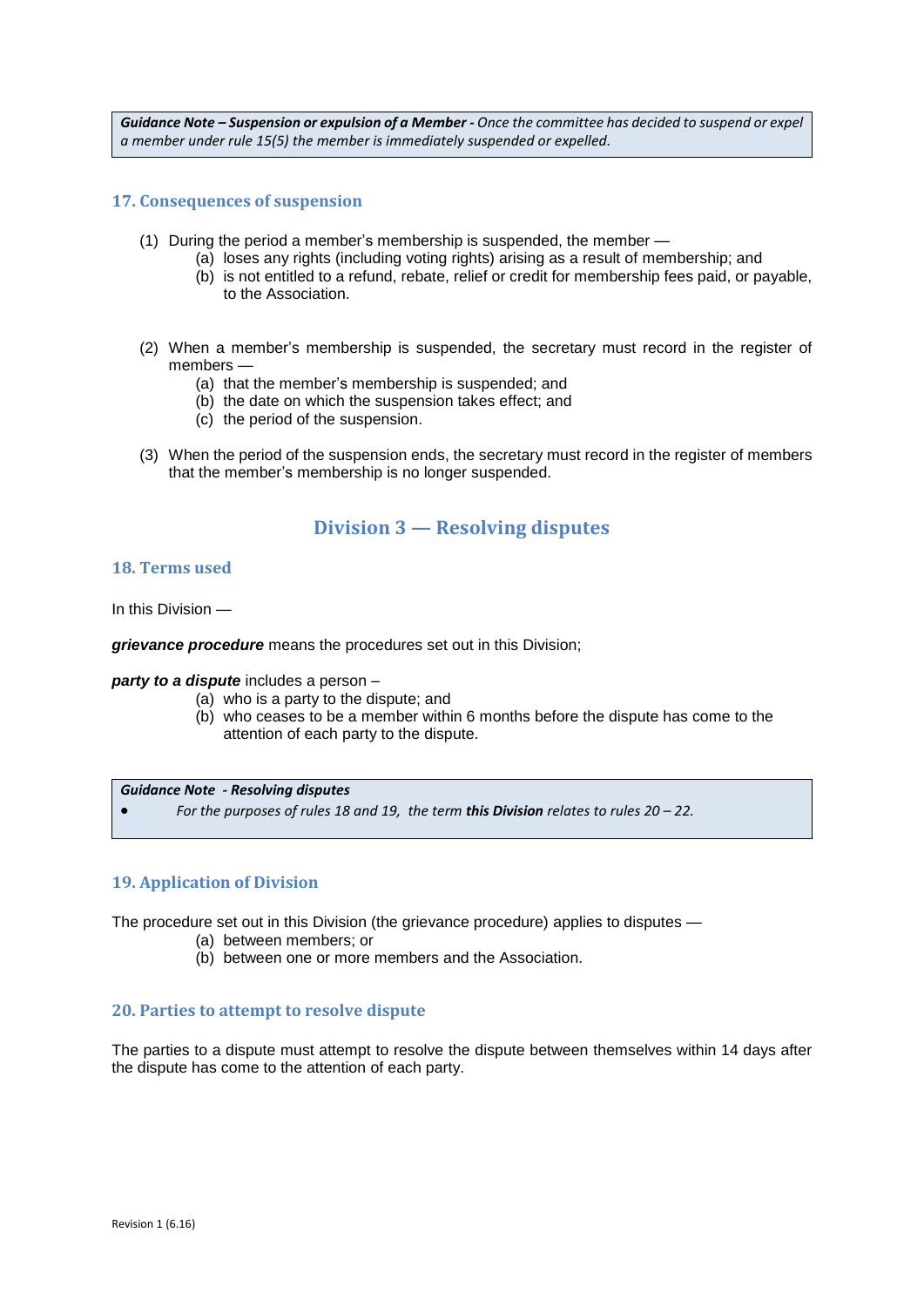> ***Guidance Note – Suspension or expulsion of a Member -*** *Once the committee has decided to suspend or expel a member under rule 15(5) the member is immediately suspended or expelled.*

### 17. Consequences of suspension

(1) During the period a member's membership is suspended, the member —
  - (a) loses any rights (including voting rights) arising as a result of membership; and
  - (b) is not entitled to a refund, rebate, relief or credit for membership fees paid, or payable, to the Association.

(2) When a member's membership is suspended, the secretary must record in the register of members —
  - (a) that the member's membership is suspended; and
  - (b) the date on which the suspension takes effect; and
  - (c) the period of the suspension.

(3) When the period of the suspension ends, the secretary must record in the register of members that the member's membership is no longer suspended.

## Division 3 — Resolving disputes

### 18. Terms used

In this Division —

***grievance procedure*** means the procedures set out in this Division;

***party to a dispute*** includes a person –
  - (a) who is a party to the dispute; and
  - (b) who ceases to be a member within 6 months before the dispute has come to the attention of each party to the dispute.

> ***Guidance Note - Resolving disputes***
> - *For the purposes of rules 18 and 19, the term **this Division** relates to rules 20 – 22.*

### 19. Application of Division

The procedure set out in this Division (the grievance procedure) applies to disputes —
  - (a) between members; or
  - (b) between one or more members and the Association.

### 20. Parties to attempt to resolve dispute

The parties to a dispute must attempt to resolve the dispute between themselves within 14 days after the dispute has come to the attention of each party.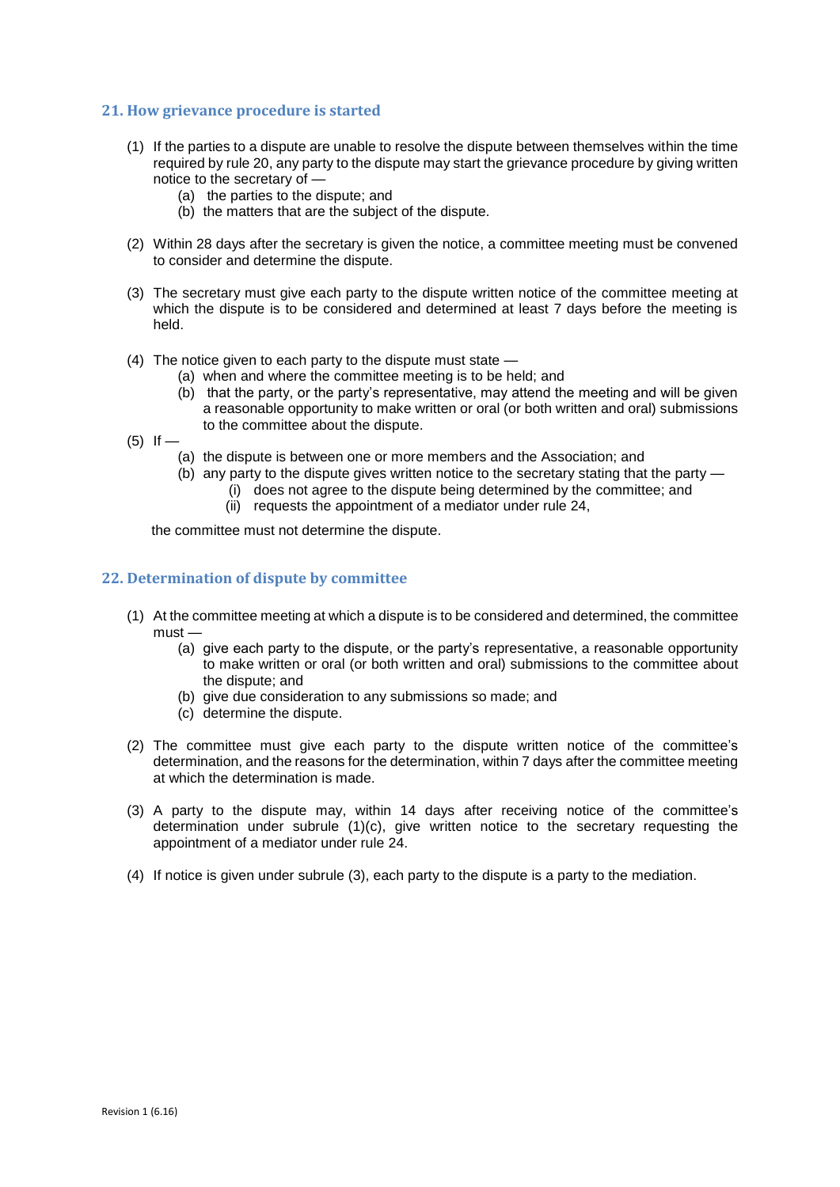## 21. How grievance procedure is started

(1) If the parties to a dispute are unable to resolve the dispute between themselves within the time required by rule 20, any party to the dispute may start the grievance procedure by giving written notice to the secretary of —

  (a) the parties to the dispute; and
  (b) the matters that are the subject of the dispute.

(2) Within 28 days after the secretary is given the notice, a committee meeting must be convened to consider and determine the dispute.

(3) The secretary must give each party to the dispute written notice of the committee meeting at which the dispute is to be considered and determined at least 7 days before the meeting is held.

(4) The notice given to each party to the dispute must state —

  (a) when and where the committee meeting is to be held; and
  (b) that the party, or the party's representative, may attend the meeting and will be given a reasonable opportunity to make written or oral (or both written and oral) submissions to the committee about the dispute.

(5) If —

  (a) the dispute is between one or more members and the Association; and
  (b) any party to the dispute gives written notice to the secretary stating that the party —
    (i) does not agree to the dispute being determined by the committee; and
    (ii) requests the appointment of a mediator under rule 24,

the committee must not determine the dispute.

## 22. Determination of dispute by committee

(1) At the committee meeting at which a dispute is to be considered and determined, the committee must —

  (a) give each party to the dispute, or the party's representative, a reasonable opportunity to make written or oral (or both written and oral) submissions to the committee about the dispute; and
  (b) give due consideration to any submissions so made; and
  (c) determine the dispute.

(2) The committee must give each party to the dispute written notice of the committee's determination, and the reasons for the determination, within 7 days after the committee meeting at which the determination is made.

(3) A party to the dispute may, within 14 days after receiving notice of the committee's determination under subrule (1)(c), give written notice to the secretary requesting the appointment of a mediator under rule 24.

(4) If notice is given under subrule (3), each party to the dispute is a party to the mediation.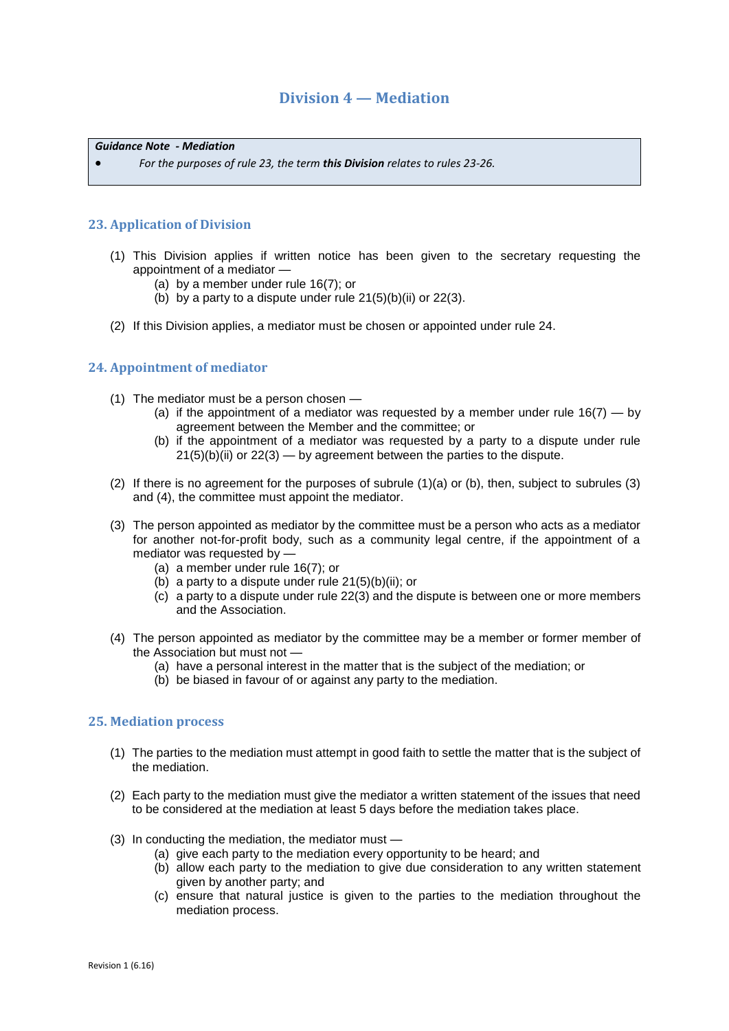## Division 4 — Mediation

> ***Guidance Note - Mediation***
>
> - *For the purposes of rule 23, the term **this Division** relates to rules 23-26.*

### 23. Application of Division

(1) This Division applies if written notice has been given to the secretary requesting the appointment of a mediator —
  - (a) by a member under rule 16(7); or
  - (b) by a party to a dispute under rule 21(5)(b)(ii) or 22(3).

(2) If this Division applies, a mediator must be chosen or appointed under rule 24.

### 24. Appointment of mediator

(1) The mediator must be a person chosen —
  - (a) if the appointment of a mediator was requested by a member under rule 16(7) — by agreement between the Member and the committee; or
  - (b) if the appointment of a mediator was requested by a party to a dispute under rule 21(5)(b)(ii) or 22(3) — by agreement between the parties to the dispute.

(2) If there is no agreement for the purposes of subrule (1)(a) or (b), then, subject to subrules (3) and (4), the committee must appoint the mediator.

(3) The person appointed as mediator by the committee must be a person who acts as a mediator for another not-for-profit body, such as a community legal centre, if the appointment of a mediator was requested by —
  - (a) a member under rule 16(7); or
  - (b) a party to a dispute under rule 21(5)(b)(ii); or
  - (c) a party to a dispute under rule 22(3) and the dispute is between one or more members and the Association.

(4) The person appointed as mediator by the committee may be a member or former member of the Association but must not —
  - (a) have a personal interest in the matter that is the subject of the mediation; or
  - (b) be biased in favour of or against any party to the mediation.

### 25. Mediation process

(1) The parties to the mediation must attempt in good faith to settle the matter that is the subject of the mediation.

(2) Each party to the mediation must give the mediator a written statement of the issues that need to be considered at the mediation at least 5 days before the mediation takes place.

(3) In conducting the mediation, the mediator must —
  - (a) give each party to the mediation every opportunity to be heard; and
  - (b) allow each party to the mediation to give due consideration to any written statement given by another party; and
  - (c) ensure that natural justice is given to the parties to the mediation throughout the mediation process.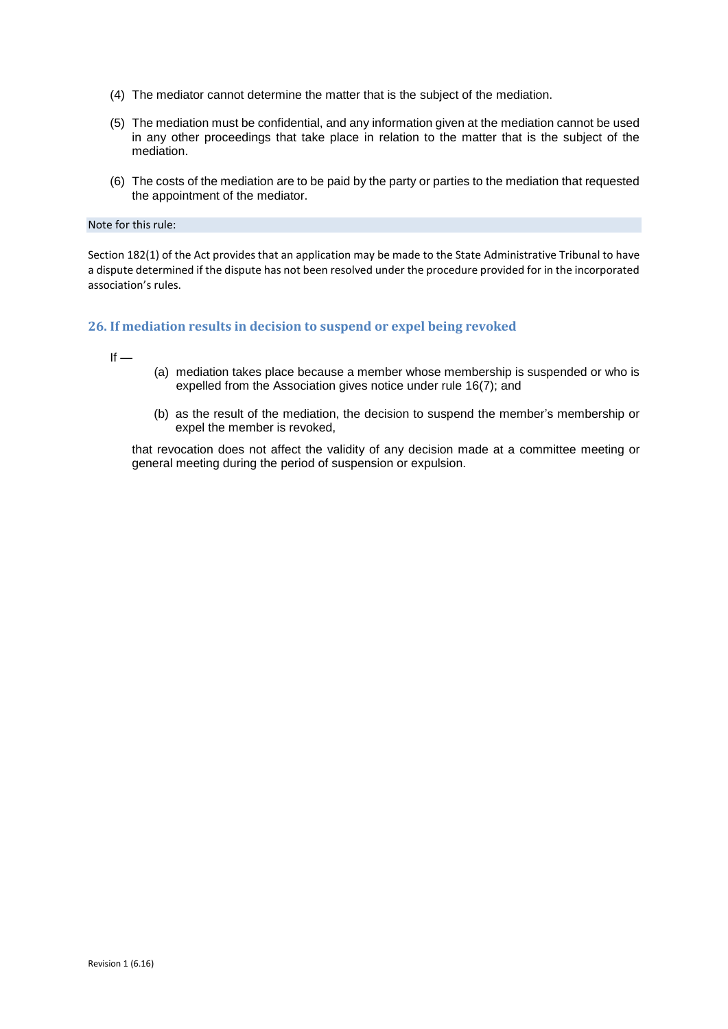(4) The mediator cannot determine the matter that is the subject of the mediation.

(5) The mediation must be confidential, and any information given at the mediation cannot be used in any other proceedings that take place in relation to the matter that is the subject of the mediation.

(6) The costs of the mediation are to be paid by the party or parties to the mediation that requested the appointment of the mediator.

Note for this rule:

Section 182(1) of the Act provides that an application may be made to the State Administrative Tribunal to have a dispute determined if the dispute has not been resolved under the procedure provided for in the incorporated association's rules.

### 26. If mediation results in decision to suspend or expel being revoked

If —

(a) mediation takes place because a member whose membership is suspended or who is expelled from the Association gives notice under rule 16(7); and

(b) as the result of the mediation, the decision to suspend the member's membership or expel the member is revoked,

that revocation does not affect the validity of any decision made at a committee meeting or general meeting during the period of suspension or expulsion.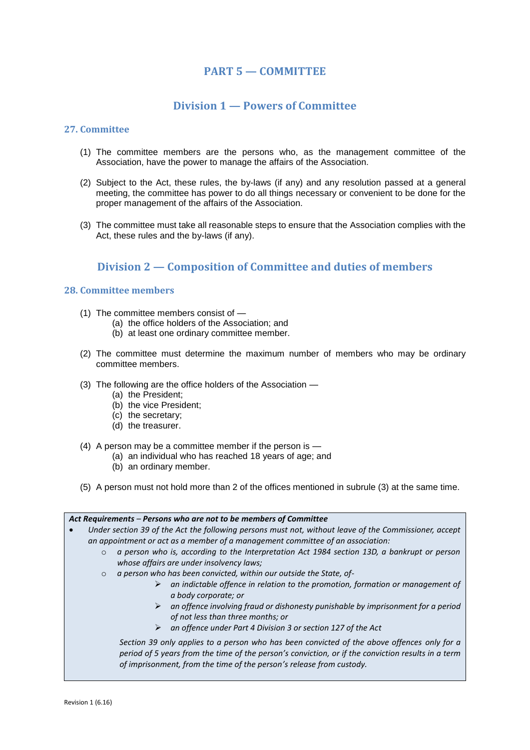# PART 5 — COMMITTEE

## Division 1 — Powers of Committee

### 27. Committee

(1) The committee members are the persons who, as the management committee of the Association, have the power to manage the affairs of the Association.

(2) Subject to the Act, these rules, the by-laws (if any) and any resolution passed at a general meeting, the committee has power to do all things necessary or convenient to be done for the proper management of the affairs of the Association.

(3) The committee must take all reasonable steps to ensure that the Association complies with the Act, these rules and the by-laws (if any).

## Division 2 — Composition of Committee and duties of members

### 28. Committee members

(1) The committee members consist of —
  (a) the office holders of the Association; and
  (b) at least one ordinary committee member.

(2) The committee must determine the maximum number of members who may be ordinary committee members.

(3) The following are the office holders of the Association —
  (a) the President;
  (b) the vice President;
  (c) the secretary;
  (d) the treasurer.

(4) A person may be a committee member if the person is —
  (a) an individual who has reached 18 years of age; and
  (b) an ordinary member.

(5) A person must not hold more than 2 of the offices mentioned in subrule (3) at the same time.

***Act Requirements – Persons who are not to be members of Committee***

- *Under section 39 of the Act the following persons must not, without leave of the Commissioner, accept an appointment or act as a member of a management committee of an association:*
  - *a person who is, according to the Interpretation Act 1984 section 13D, a bankrupt or person whose affairs are under insolvency laws;*
  - *a person who has been convicted, within our outside the State, of-*
    - *an indictable offence in relation to the promotion, formation or management of a body corporate; or*
    - *an offence involving fraud or dishonesty punishable by imprisonment for a period of not less than three months; or*
    - *an offence under Part 4 Division 3 or section 127 of the Act*

  *Section 39 only applies to a person who has been convicted of the above offences only for a period of 5 years from the time of the person's conviction, or if the conviction results in a term of imprisonment, from the time of the person's release from custody.*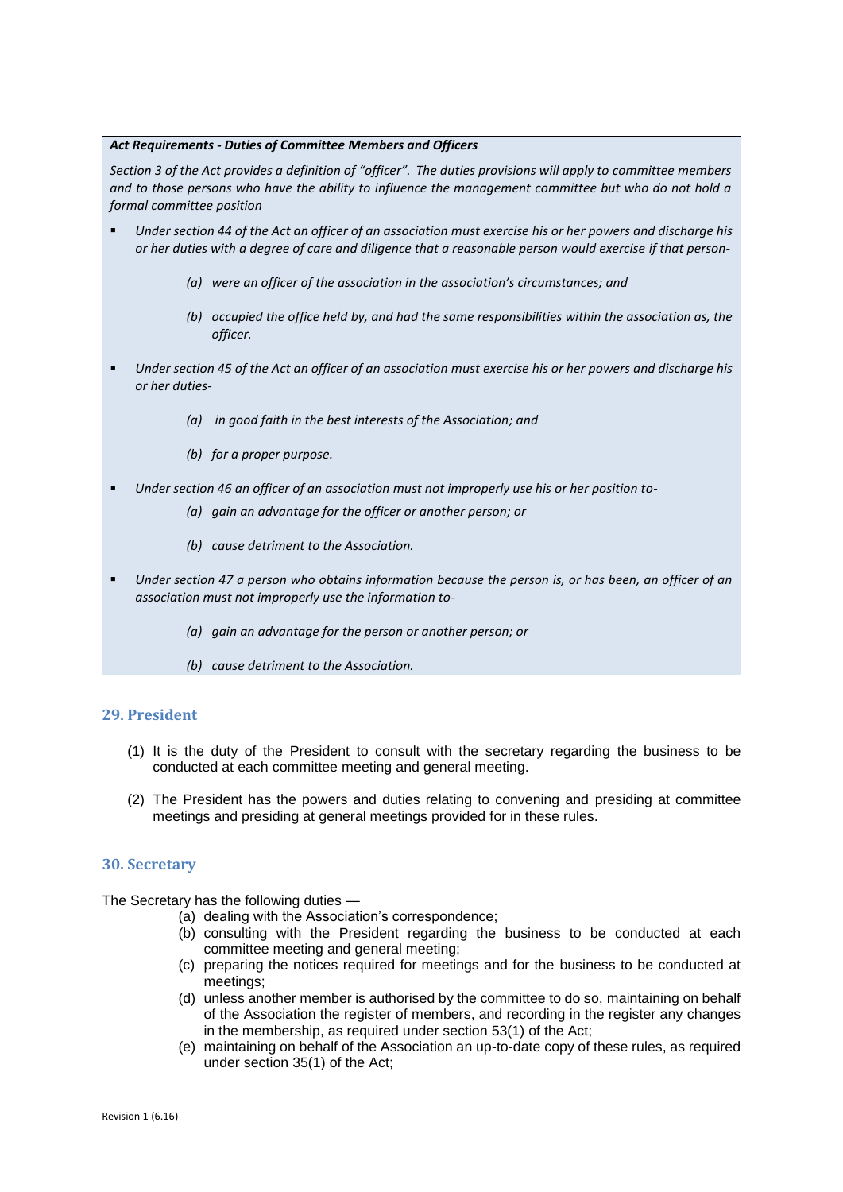***Act Requirements - Duties of Committee Members and Officers***

*Section 3 of the Act provides a definition of "officer". The duties provisions will apply to committee members and to those persons who have the ability to influence the management committee but who do not hold a formal committee position*

- *Under section 44 of the Act an officer of an association must exercise his or her powers and discharge his or her duties with a degree of care and diligence that a reasonable person would exercise if that person-*
  - *(a) were an officer of the association in the association's circumstances; and*
  - *(b) occupied the office held by, and had the same responsibilities within the association as, the officer.*
- *Under section 45 of the Act an officer of an association must exercise his or her powers and discharge his or her duties-*
  - *(a) in good faith in the best interests of the Association; and*
  - *(b) for a proper purpose.*
- *Under section 46 an officer of an association must not improperly use his or her position to-*
  - *(a) gain an advantage for the officer or another person; or*
  - *(b) cause detriment to the Association.*
- *Under section 47 a person who obtains information because the person is, or has been, an officer of an association must not improperly use the information to-*
  - *(a) gain an advantage for the person or another person; or*
  - *(b) cause detriment to the Association.*

## 29. President

(1) It is the duty of the President to consult with the secretary regarding the business to be conducted at each committee meeting and general meeting.

(2) The President has the powers and duties relating to convening and presiding at committee meetings and presiding at general meetings provided for in these rules.

## 30. Secretary

The Secretary has the following duties —

(a) dealing with the Association's correspondence;

(b) consulting with the President regarding the business to be conducted at each committee meeting and general meeting;

(c) preparing the notices required for meetings and for the business to be conducted at meetings;

(d) unless another member is authorised by the committee to do so, maintaining on behalf of the Association the register of members, and recording in the register any changes in the membership, as required under section 53(1) of the Act;

(e) maintaining on behalf of the Association an up-to-date copy of these rules, as required under section 35(1) of the Act;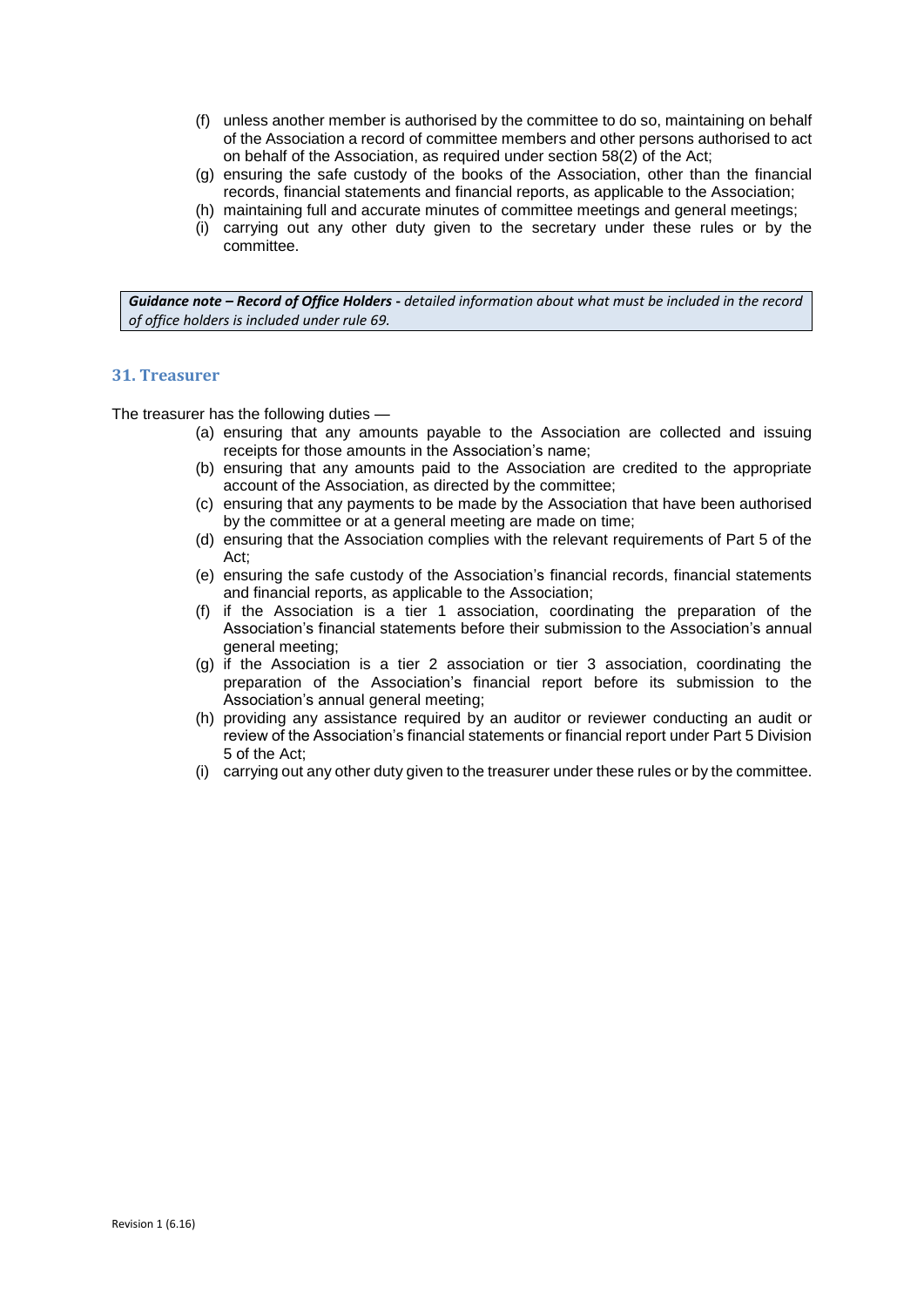(f) unless another member is authorised by the committee to do so, maintaining on behalf of the Association a record of committee members and other persons authorised to act on behalf of the Association, as required under section 58(2) of the Act;

(g) ensuring the safe custody of the books of the Association, other than the financial records, financial statements and financial reports, as applicable to the Association;

(h) maintaining full and accurate minutes of committee meetings and general meetings;

(i) carrying out any other duty given to the secretary under these rules or by the committee.

> ***Guidance note – Record of Office Holders -*** *detailed information about what must be included in the record of office holders is included under rule 69.*

## 31. Treasurer

The treasurer has the following duties —

(a) ensuring that any amounts payable to the Association are collected and issuing receipts for those amounts in the Association's name;

(b) ensuring that any amounts paid to the Association are credited to the appropriate account of the Association, as directed by the committee;

(c) ensuring that any payments to be made by the Association that have been authorised by the committee or at a general meeting are made on time;

(d) ensuring that the Association complies with the relevant requirements of Part 5 of the Act;

(e) ensuring the safe custody of the Association's financial records, financial statements and financial reports, as applicable to the Association;

(f) if the Association is a tier 1 association, coordinating the preparation of the Association's financial statements before their submission to the Association's annual general meeting;

(g) if the Association is a tier 2 association or tier 3 association, coordinating the preparation of the Association's financial report before its submission to the Association's annual general meeting;

(h) providing any assistance required by an auditor or reviewer conducting an audit or review of the Association's financial statements or financial report under Part 5 Division 5 of the Act;

(i) carrying out any other duty given to the treasurer under these rules or by the committee.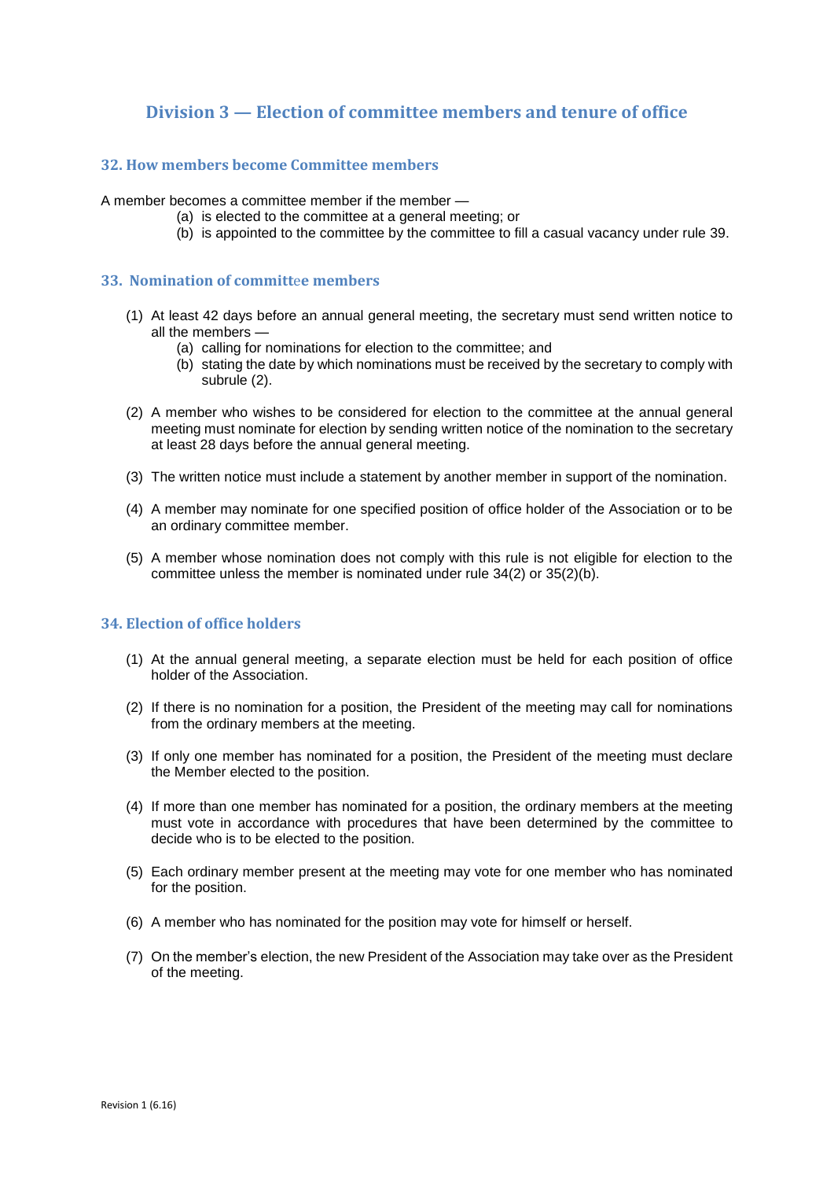## Division 3 — Election of committee members and tenure of office

### 32. How members become Committee members

A member becomes a committee member if the member —

(a) is elected to the committee at a general meeting; or

(b) is appointed to the committee by the committee to fill a casual vacancy under rule 39.

### 33. Nomination of committee members

(1) At least 42 days before an annual general meeting, the secretary must send written notice to all the members —

(a) calling for nominations for election to the committee; and

(b) stating the date by which nominations must be received by the secretary to comply with subrule (2).

(2) A member who wishes to be considered for election to the committee at the annual general meeting must nominate for election by sending written notice of the nomination to the secretary at least 28 days before the annual general meeting.

(3) The written notice must include a statement by another member in support of the nomination.

(4) A member may nominate for one specified position of office holder of the Association or to be an ordinary committee member.

(5) A member whose nomination does not comply with this rule is not eligible for election to the committee unless the member is nominated under rule 34(2) or 35(2)(b).

### 34. Election of office holders

(1) At the annual general meeting, a separate election must be held for each position of office holder of the Association.

(2) If there is no nomination for a position, the President of the meeting may call for nominations from the ordinary members at the meeting.

(3) If only one member has nominated for a position, the President of the meeting must declare the Member elected to the position.

(4) If more than one member has nominated for a position, the ordinary members at the meeting must vote in accordance with procedures that have been determined by the committee to decide who is to be elected to the position.

(5) Each ordinary member present at the meeting may vote for one member who has nominated for the position.

(6) A member who has nominated for the position may vote for himself or herself.

(7) On the member's election, the new President of the Association may take over as the President of the meeting.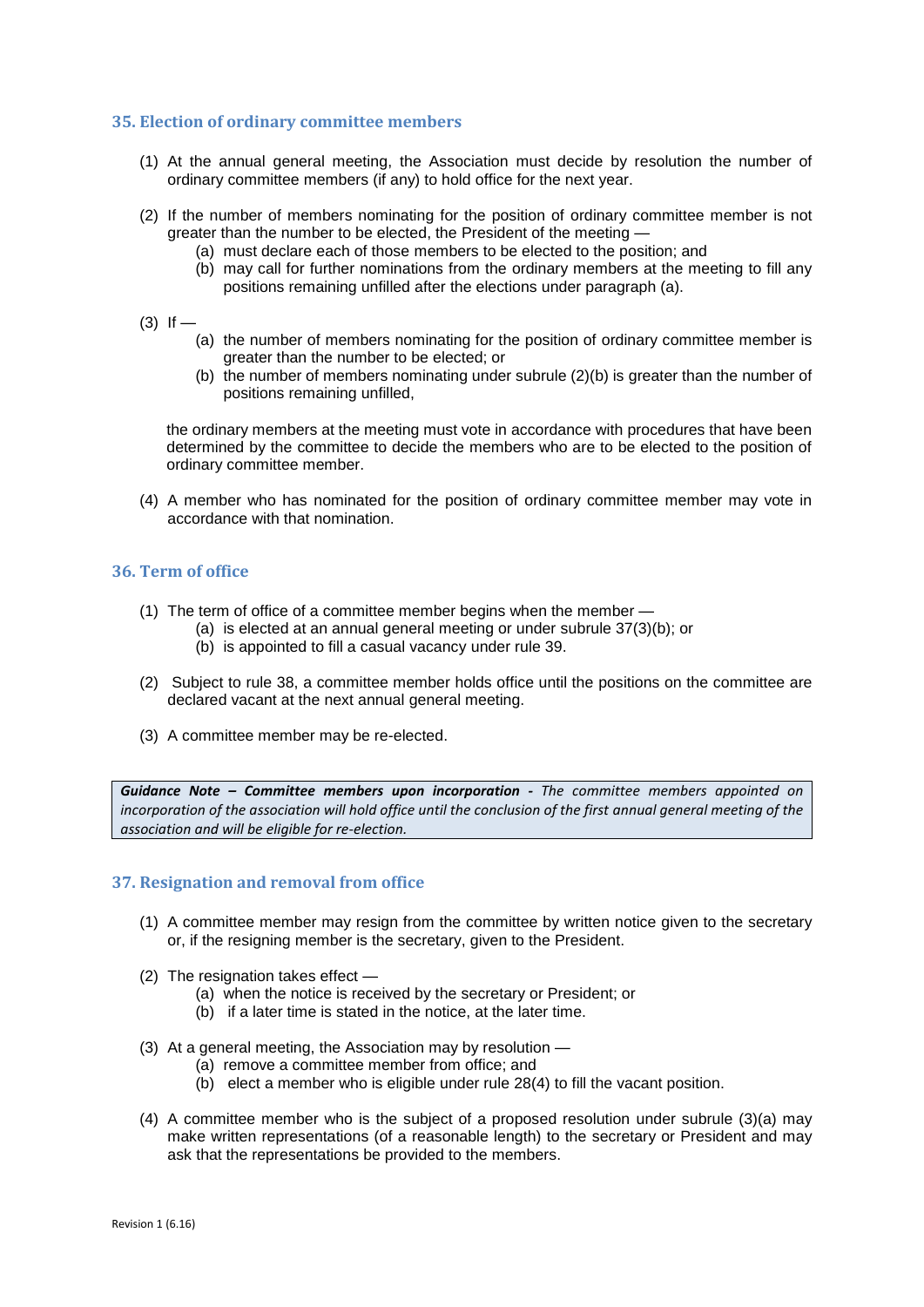## 35. Election of ordinary committee members

(1) At the annual general meeting, the Association must decide by resolution the number of ordinary committee members (if any) to hold office for the next year.

(2) If the number of members nominating for the position of ordinary committee member is not greater than the number to be elected, the President of the meeting —
   - (a) must declare each of those members to be elected to the position; and
   - (b) may call for further nominations from the ordinary members at the meeting to fill any positions remaining unfilled after the elections under paragraph (a).

(3) If —
   - (a) the number of members nominating for the position of ordinary committee member is greater than the number to be elected; or
   - (b) the number of members nominating under subrule (2)(b) is greater than the number of positions remaining unfilled,

   the ordinary members at the meeting must vote in accordance with procedures that have been determined by the committee to decide the members who are to be elected to the position of ordinary committee member.

(4) A member who has nominated for the position of ordinary committee member may vote in accordance with that nomination.

## 36. Term of office

(1) The term of office of a committee member begins when the member —
   - (a) is elected at an annual general meeting or under subrule 37(3)(b); or
   - (b) is appointed to fill a casual vacancy under rule 39.

(2) Subject to rule 38, a committee member holds office until the positions on the committee are declared vacant at the next annual general meeting.

(3) A committee member may be re-elected.

> ***Guidance Note – Committee members upon incorporation -*** *The committee members appointed on incorporation of the association will hold office until the conclusion of the first annual general meeting of the association and will be eligible for re-election.*

## 37. Resignation and removal from office

(1) A committee member may resign from the committee by written notice given to the secretary or, if the resigning member is the secretary, given to the President.

(2) The resignation takes effect —
   - (a) when the notice is received by the secretary or President; or
   - (b) if a later time is stated in the notice, at the later time.

(3) At a general meeting, the Association may by resolution —
   - (a) remove a committee member from office; and
   - (b) elect a member who is eligible under rule 28(4) to fill the vacant position.

(4) A committee member who is the subject of a proposed resolution under subrule (3)(a) may make written representations (of a reasonable length) to the secretary or President and may ask that the representations be provided to the members.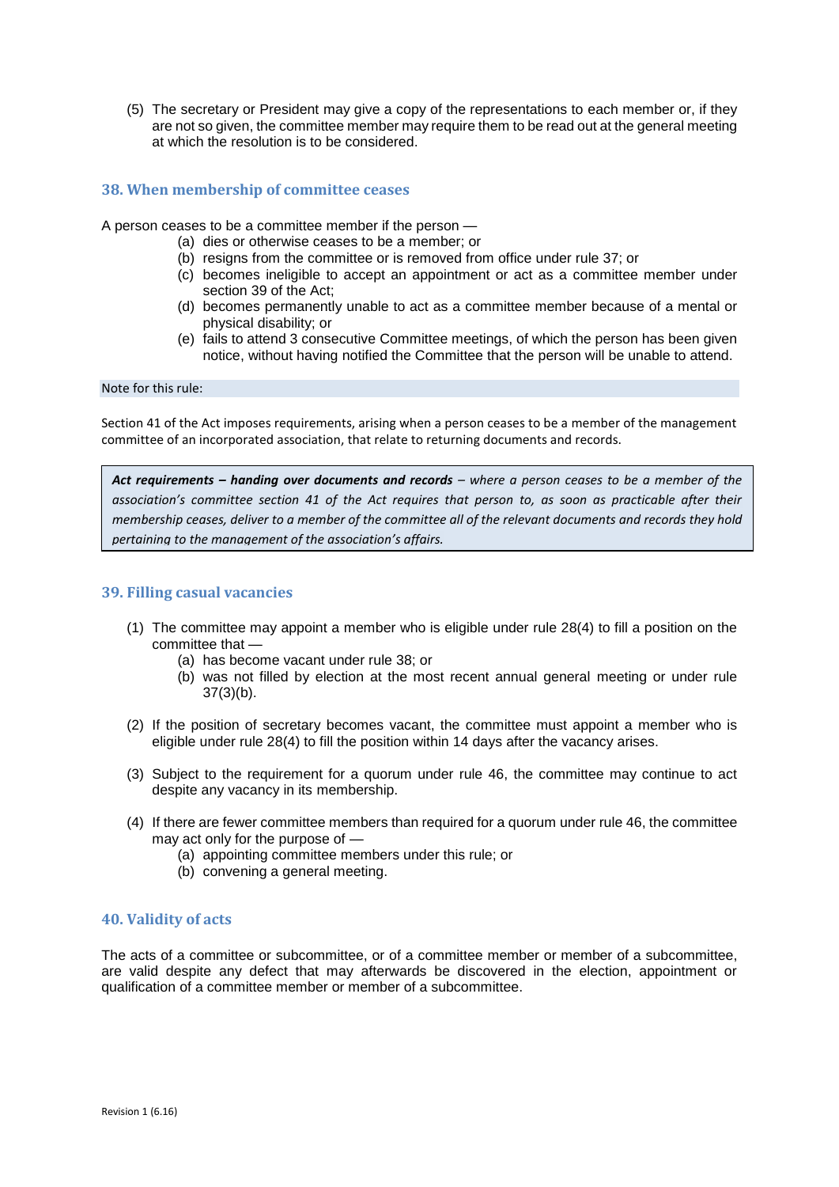(5) The secretary or President may give a copy of the representations to each member or, if they are not so given, the committee member may require them to be read out at the general meeting at which the resolution is to be considered.

## 38. When membership of committee ceases

A person ceases to be a committee member if the person —

- (a) dies or otherwise ceases to be a member; or
- (b) resigns from the committee or is removed from office under rule 37; or
- (c) becomes ineligible to accept an appointment or act as a committee member under section 39 of the Act;
- (d) becomes permanently unable to act as a committee member because of a mental or physical disability; or
- (e) fails to attend 3 consecutive Committee meetings, of which the person has been given notice, without having notified the Committee that the person will be unable to attend.

Note for this rule:

Section 41 of the Act imposes requirements, arising when a person ceases to be a member of the management committee of an incorporated association, that relate to returning documents and records.

> ***Act requirements – handing over documents and records*** *– where a person ceases to be a member of the association's committee section 41 of the Act requires that person to, as soon as practicable after their membership ceases, deliver to a member of the committee all of the relevant documents and records they hold pertaining to the management of the association's affairs.*

## 39. Filling casual vacancies

(1) The committee may appoint a member who is eligible under rule 28(4) to fill a position on the committee that —

- (a) has become vacant under rule 38; or
- (b) was not filled by election at the most recent annual general meeting or under rule 37(3)(b).

(2) If the position of secretary becomes vacant, the committee must appoint a member who is eligible under rule 28(4) to fill the position within 14 days after the vacancy arises.

(3) Subject to the requirement for a quorum under rule 46, the committee may continue to act despite any vacancy in its membership.

(4) If there are fewer committee members than required for a quorum under rule 46, the committee may act only for the purpose of —

- (a) appointing committee members under this rule; or
- (b) convening a general meeting.

## 40. Validity of acts

The acts of a committee or subcommittee, or of a committee member or member of a subcommittee, are valid despite any defect that may afterwards be discovered in the election, appointment or qualification of a committee member or member of a subcommittee.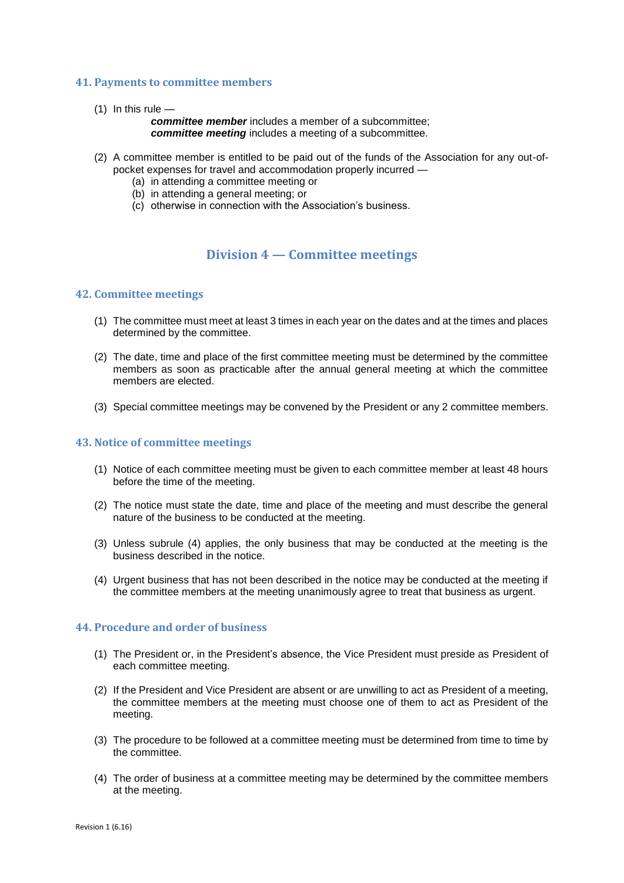### 41. Payments to committee members

(1) In this rule —

**_committee member_** includes a member of a subcommittee;
**_committee meeting_** includes a meeting of a subcommittee.

(2) A committee member is entitled to be paid out of the funds of the Association for any out-of-pocket expenses for travel and accommodation properly incurred —

(a) in attending a committee meeting or
(b) in attending a general meeting; or
(c) otherwise in connection with the Association's business.

## Division 4 — Committee meetings

### 42. Committee meetings

(1) The committee must meet at least 3 times in each year on the dates and at the times and places determined by the committee.

(2) The date, time and place of the first committee meeting must be determined by the committee members as soon as practicable after the annual general meeting at which the committee members are elected.

(3) Special committee meetings may be convened by the President or any 2 committee members.

### 43. Notice of committee meetings

(1) Notice of each committee meeting must be given to each committee member at least 48 hours before the time of the meeting.

(2) The notice must state the date, time and place of the meeting and must describe the general nature of the business to be conducted at the meeting.

(3) Unless subrule (4) applies, the only business that may be conducted at the meeting is the business described in the notice.

(4) Urgent business that has not been described in the notice may be conducted at the meeting if the committee members at the meeting unanimously agree to treat that business as urgent.

### 44. Procedure and order of business

(1) The President or, in the President's absence, the Vice President must preside as President of each committee meeting.

(2) If the President and Vice President are absent or are unwilling to act as President of a meeting, the committee members at the meeting must choose one of them to act as President of the meeting.

(3) The procedure to be followed at a committee meeting must be determined from time to time by the committee.

(4) The order of business at a committee meeting may be determined by the committee members at the meeting.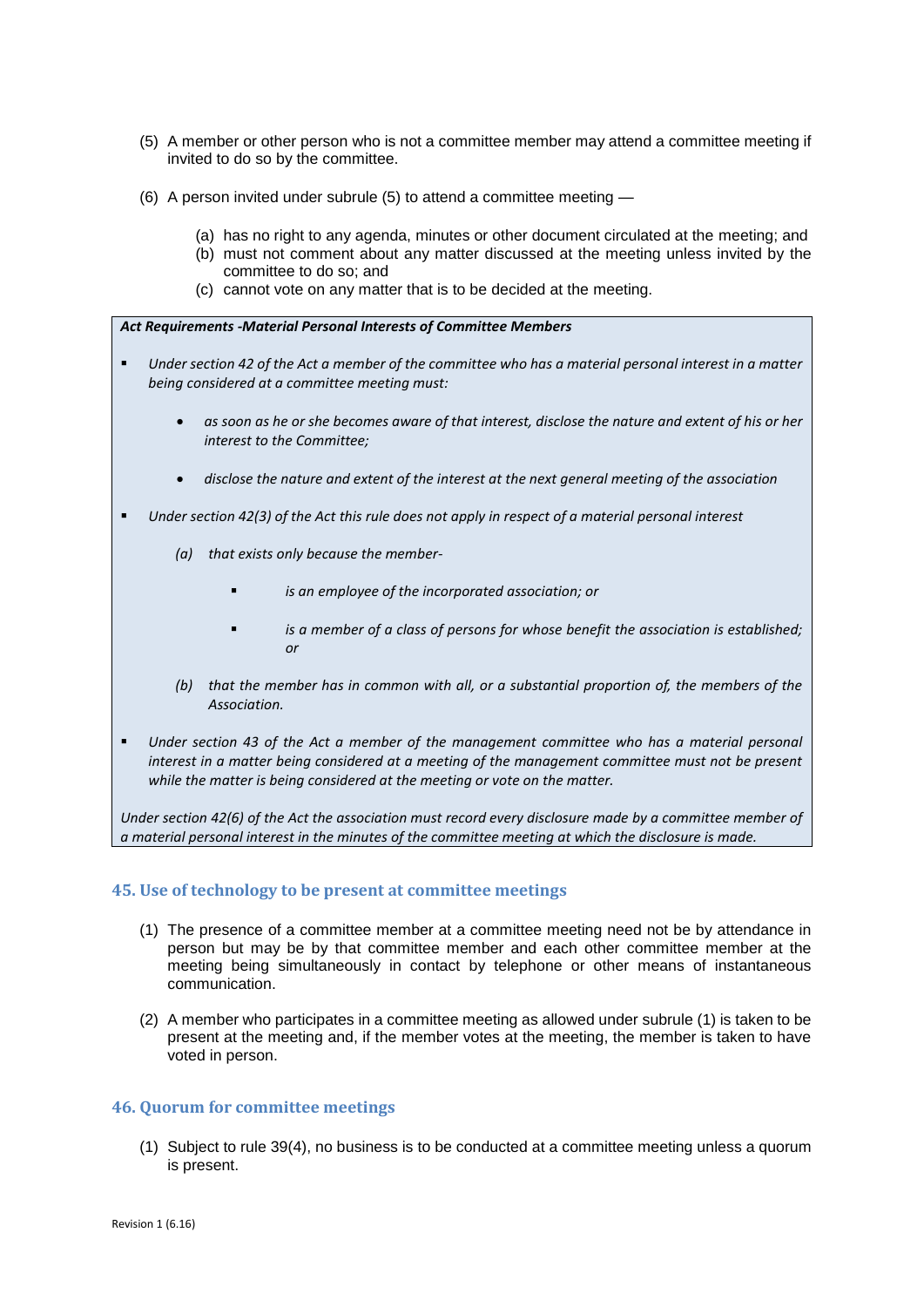(5) A member or other person who is not a committee member may attend a committee meeting if invited to do so by the committee.

(6) A person invited under subrule (5) to attend a committee meeting —

   (a) has no right to any agenda, minutes or other document circulated at the meeting; and
   (b) must not comment about any matter discussed at the meeting unless invited by the committee to do so; and
   (c) cannot vote on any matter that is to be decided at the meeting.

> ***Act Requirements -Material Personal Interests of Committee Members***
>
> - *Under section 42 of the Act a member of the committee who has a material personal interest in a matter being considered at a committee meeting must:*
>     - *as soon as he or she becomes aware of that interest, disclose the nature and extent of his or her interest to the Committee;*
>     - *disclose the nature and extent of the interest at the next general meeting of the association*
> - *Under section 42(3) of the Act this rule does not apply in respect of a material personal interest*
>     - *(a) that exists only because the member-*
>         - *is an employee of the incorporated association; or*
>         - *is a member of a class of persons for whose benefit the association is established; or*
>     - *(b) that the member has in common with all, or a substantial proportion of, the members of the Association.*
> - *Under section 43 of the Act a member of the management committee who has a material personal interest in a matter being considered at a meeting of the management committee must not be present while the matter is being considered at the meeting or vote on the matter.*
>
> *Under section 42(6) of the Act the association must record every disclosure made by a committee member of a material personal interest in the minutes of the committee meeting at which the disclosure is made.*

## 45. Use of technology to be present at committee meetings

(1) The presence of a committee member at a committee meeting need not be by attendance in person but may be by that committee member and each other committee member at the meeting being simultaneously in contact by telephone or other means of instantaneous communication.

(2) A member who participates in a committee meeting as allowed under subrule (1) is taken to be present at the meeting and, if the member votes at the meeting, the member is taken to have voted in person.

## 46. Quorum for committee meetings

(1) Subject to rule 39(4), no business is to be conducted at a committee meeting unless a quorum is present.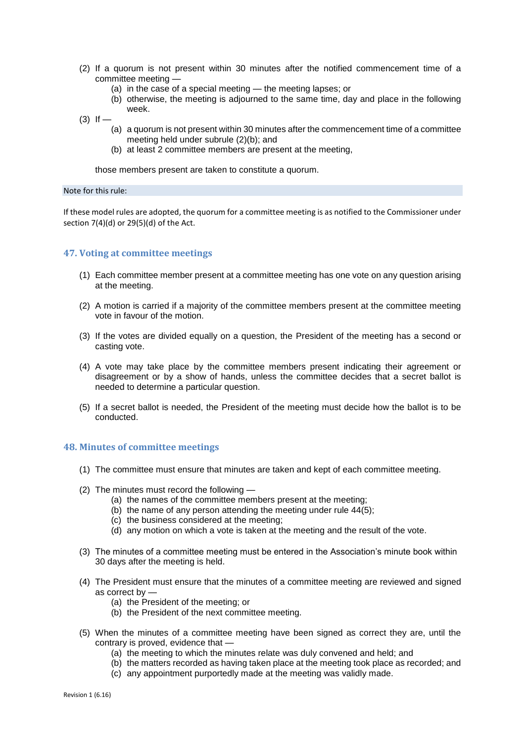(2) If a quorum is not present within 30 minutes after the notified commencement time of a committee meeting —

   (a) in the case of a special meeting — the meeting lapses; or

   (b) otherwise, the meeting is adjourned to the same time, day and place in the following week.

(3) If —

   (a) a quorum is not present within 30 minutes after the commencement time of a committee meeting held under subrule (2)(b); and

   (b) at least 2 committee members are present at the meeting,

those members present are taken to constitute a quorum.

Note for this rule:

If these model rules are adopted, the quorum for a committee meeting is as notified to the Commissioner under section 7(4)(d) or 29(5)(d) of the Act.

### 47. Voting at committee meetings

(1) Each committee member present at a committee meeting has one vote on any question arising at the meeting.

(2) A motion is carried if a majority of the committee members present at the committee meeting vote in favour of the motion.

(3) If the votes are divided equally on a question, the President of the meeting has a second or casting vote.

(4) A vote may take place by the committee members present indicating their agreement or disagreement or by a show of hands, unless the committee decides that a secret ballot is needed to determine a particular question.

(5) If a secret ballot is needed, the President of the meeting must decide how the ballot is to be conducted.

### 48. Minutes of committee meetings

(1) The committee must ensure that minutes are taken and kept of each committee meeting.

(2) The minutes must record the following —

   (a) the names of the committee members present at the meeting;

   (b) the name of any person attending the meeting under rule 44(5);

   (c) the business considered at the meeting;

   (d) any motion on which a vote is taken at the meeting and the result of the vote.

(3) The minutes of a committee meeting must be entered in the Association's minute book within 30 days after the meeting is held.

(4) The President must ensure that the minutes of a committee meeting are reviewed and signed as correct by —

   (a) the President of the meeting; or

   (b) the President of the next committee meeting.

(5) When the minutes of a committee meeting have been signed as correct they are, until the contrary is proved, evidence that —

   (a) the meeting to which the minutes relate was duly convened and held; and

   (b) the matters recorded as having taken place at the meeting took place as recorded; and

   (c) any appointment purportedly made at the meeting was validly made.

Revision 1 (6.16)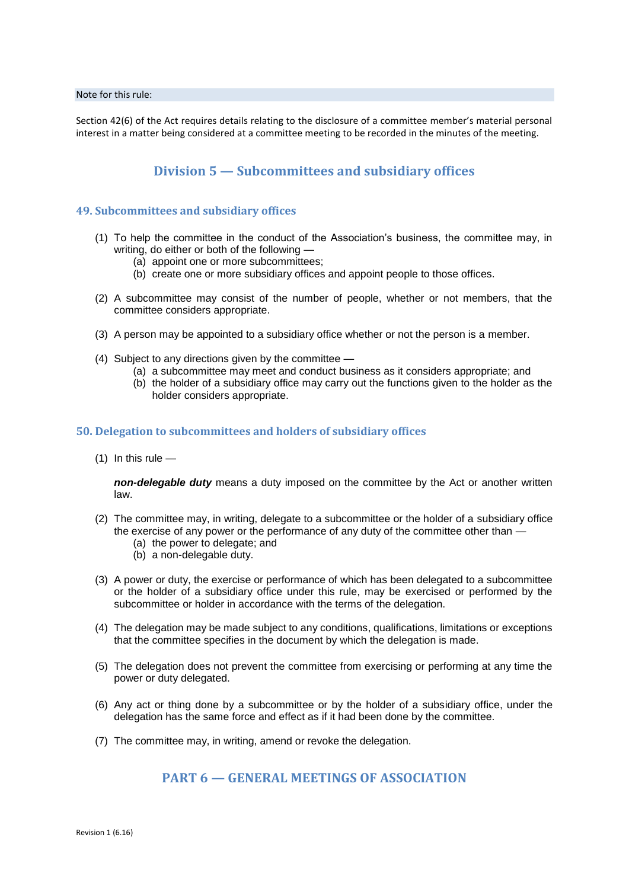Note for this rule:

Section 42(6) of the Act requires details relating to the disclosure of a committee member's material personal interest in a matter being considered at a committee meeting to be recorded in the minutes of the meeting.

## Division 5 — Subcommittees and subsidiary offices

### 49. Subcommittees and subsidiary offices

(1) To help the committee in the conduct of the Association's business, the committee may, in writing, do either or both of the following —
   (a) appoint one or more subcommittees;
   (b) create one or more subsidiary offices and appoint people to those offices.

(2) A subcommittee may consist of the number of people, whether or not members, that the committee considers appropriate.

(3) A person may be appointed to a subsidiary office whether or not the person is a member.

(4) Subject to any directions given by the committee —
   (a) a subcommittee may meet and conduct business as it considers appropriate; and
   (b) the holder of a subsidiary office may carry out the functions given to the holder as the holder considers appropriate.

### 50. Delegation to subcommittees and holders of subsidiary offices

(1) In this rule —

***non-delegable duty*** means a duty imposed on the committee by the Act or another written law.

(2) The committee may, in writing, delegate to a subcommittee or the holder of a subsidiary office the exercise of any power or the performance of any duty of the committee other than —
   (a) the power to delegate; and
   (b) a non-delegable duty.

(3) A power or duty, the exercise or performance of which has been delegated to a subcommittee or the holder of a subsidiary office under this rule, may be exercised or performed by the subcommittee or holder in accordance with the terms of the delegation.

(4) The delegation may be made subject to any conditions, qualifications, limitations or exceptions that the committee specifies in the document by which the delegation is made.

(5) The delegation does not prevent the committee from exercising or performing at any time the power or duty delegated.

(6) Any act or thing done by a subcommittee or by the holder of a subsidiary office, under the delegation has the same force and effect as if it had been done by the committee.

(7) The committee may, in writing, amend or revoke the delegation.

## PART 6 — GENERAL MEETINGS OF ASSOCIATION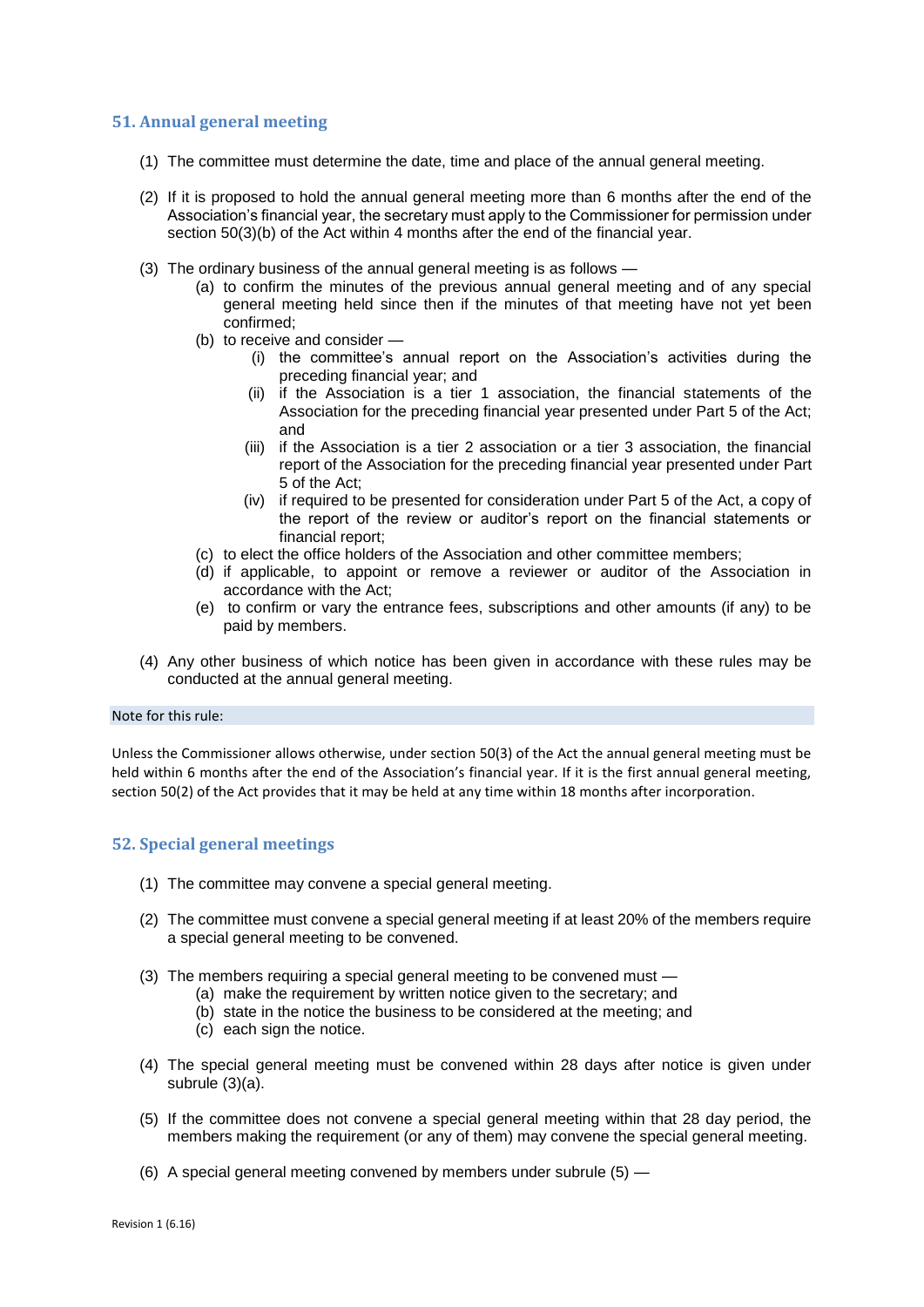## 51. Annual general meeting

(1) The committee must determine the date, time and place of the annual general meeting.

(2) If it is proposed to hold the annual general meeting more than 6 months after the end of the Association's financial year, the secretary must apply to the Commissioner for permission under section 50(3)(b) of the Act within 4 months after the end of the financial year.

(3) The ordinary business of the annual general meeting is as follows —

- (a) to confirm the minutes of the previous annual general meeting and of any special general meeting held since then if the minutes of that meeting have not yet been confirmed;
- (b) to receive and consider —
  - (i) the committee's annual report on the Association's activities during the preceding financial year; and
  - (ii) if the Association is a tier 1 association, the financial statements of the Association for the preceding financial year presented under Part 5 of the Act; and
  - (iii) if the Association is a tier 2 association or a tier 3 association, the financial report of the Association for the preceding financial year presented under Part 5 of the Act;
  - (iv) if required to be presented for consideration under Part 5 of the Act, a copy of the report of the review or auditor's report on the financial statements or financial report;
- (c) to elect the office holders of the Association and other committee members;
- (d) if applicable, to appoint or remove a reviewer or auditor of the Association in accordance with the Act;
- (e) to confirm or vary the entrance fees, subscriptions and other amounts (if any) to be paid by members.

(4) Any other business of which notice has been given in accordance with these rules may be conducted at the annual general meeting.

Note for this rule:

Unless the Commissioner allows otherwise, under section 50(3) of the Act the annual general meeting must be held within 6 months after the end of the Association's financial year. If it is the first annual general meeting, section 50(2) of the Act provides that it may be held at any time within 18 months after incorporation.

## 52. Special general meetings

(1) The committee may convene a special general meeting.

(2) The committee must convene a special general meeting if at least 20% of the members require a special general meeting to be convened.

(3) The members requiring a special general meeting to be convened must —

- (a) make the requirement by written notice given to the secretary; and
- (b) state in the notice the business to be considered at the meeting; and
- (c) each sign the notice.

(4) The special general meeting must be convened within 28 days after notice is given under subrule (3)(a).

(5) If the committee does not convene a special general meeting within that 28 day period, the members making the requirement (or any of them) may convene the special general meeting.

(6) A special general meeting convened by members under subrule (5) —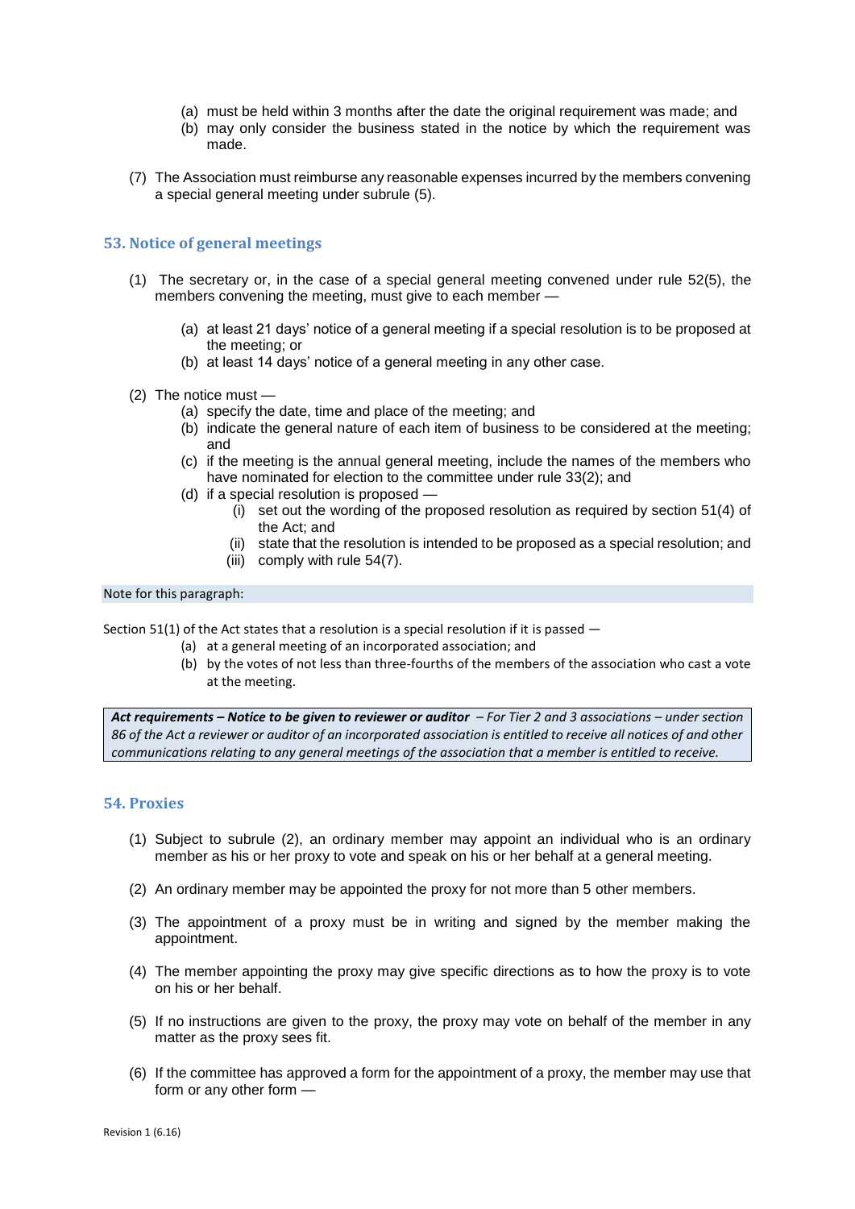(a) must be held within 3 months after the date the original requirement was made; and
(b) may only consider the business stated in the notice by which the requirement was made.

(7) The Association must reimburse any reasonable expenses incurred by the members convening a special general meeting under subrule (5).

## 53. Notice of general meetings

(1) The secretary or, in the case of a special general meeting convened under rule 52(5), the members convening the meeting, must give to each member —

(a) at least 21 days' notice of a general meeting if a special resolution is to be proposed at the meeting; or
(b) at least 14 days' notice of a general meeting in any other case.

(2) The notice must —
(a) specify the date, time and place of the meeting; and
(b) indicate the general nature of each item of business to be considered at the meeting; and
(c) if the meeting is the annual general meeting, include the names of the members who have nominated for election to the committee under rule 33(2); and
(d) if a special resolution is proposed —
(i) set out the wording of the proposed resolution as required by section 51(4) of the Act; and
(ii) state that the resolution is intended to be proposed as a special resolution; and
(iii) comply with rule 54(7).

Note for this paragraph:

Section 51(1) of the Act states that a resolution is a special resolution if it is passed —
(a) at a general meeting of an incorporated association; and
(b) by the votes of not less than three-fourths of the members of the association who cast a vote at the meeting.

***Act requirements – Notice to be given to reviewer or auditor*** *– For Tier 2 and 3 associations – under section 86 of the Act a reviewer or auditor of an incorporated association is entitled to receive all notices of and other communications relating to any general meetings of the association that a member is entitled to receive.*

## 54. Proxies

(1) Subject to subrule (2), an ordinary member may appoint an individual who is an ordinary member as his or her proxy to vote and speak on his or her behalf at a general meeting.

(2) An ordinary member may be appointed the proxy for not more than 5 other members.

(3) The appointment of a proxy must be in writing and signed by the member making the appointment.

(4) The member appointing the proxy may give specific directions as to how the proxy is to vote on his or her behalf.

(5) If no instructions are given to the proxy, the proxy may vote on behalf of the member in any matter as the proxy sees fit.

(6) If the committee has approved a form for the appointment of a proxy, the member may use that form or any other form —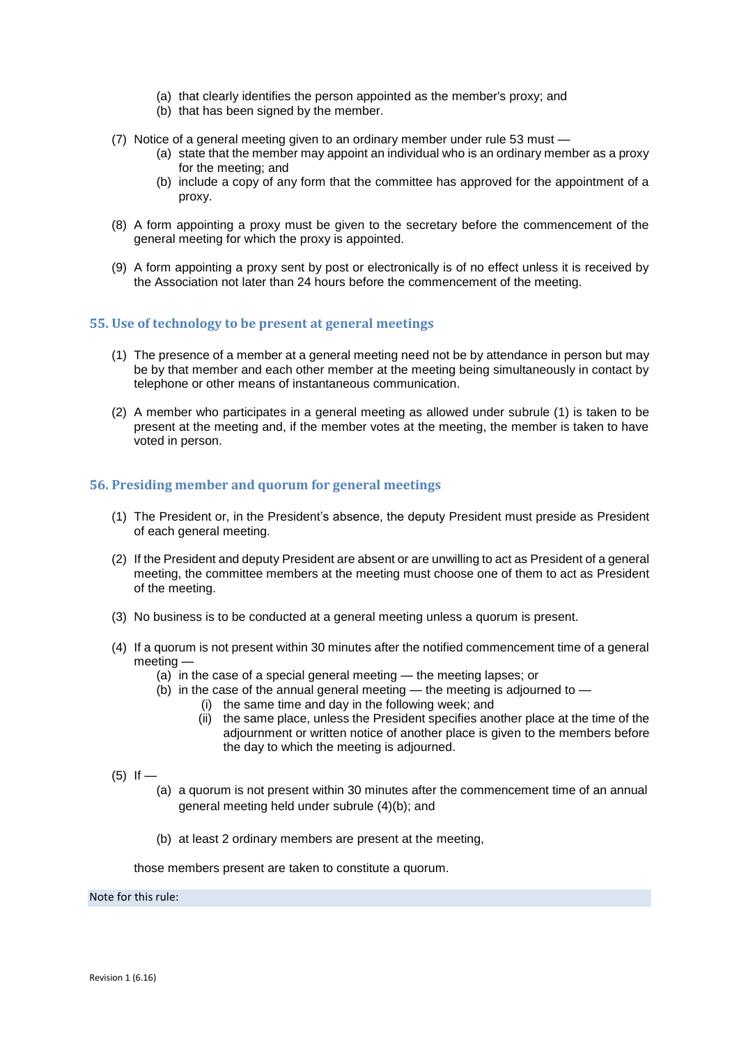(a) that clearly identifies the person appointed as the member's proxy; and
(b) that has been signed by the member.

(7) Notice of a general meeting given to an ordinary member under rule 53 must —
  (a) state that the member may appoint an individual who is an ordinary member as a proxy for the meeting; and
  (b) include a copy of any form that the committee has approved for the appointment of a proxy.

(8) A form appointing a proxy must be given to the secretary before the commencement of the general meeting for which the proxy is appointed.

(9) A form appointing a proxy sent by post or electronically is of no effect unless it is received by the Association not later than 24 hours before the commencement of the meeting.

## 55. Use of technology to be present at general meetings

(1) The presence of a member at a general meeting need not be by attendance in person but may be by that member and each other member at the meeting being simultaneously in contact by telephone or other means of instantaneous communication.

(2) A member who participates in a general meeting as allowed under subrule (1) is taken to be present at the meeting and, if the member votes at the meeting, the member is taken to have voted in person.

## 56. Presiding member and quorum for general meetings

(1) The President or, in the President's absence, the deputy President must preside as President of each general meeting.

(2) If the President and deputy President are absent or are unwilling to act as President of a general meeting, the committee members at the meeting must choose one of them to act as President of the meeting.

(3) No business is to be conducted at a general meeting unless a quorum is present.

(4) If a quorum is not present within 30 minutes after the notified commencement time of a general meeting —
  (a) in the case of a special general meeting — the meeting lapses; or
  (b) in the case of the annual general meeting — the meeting is adjourned to —
    (i) the same time and day in the following week; and
    (ii) the same place, unless the President specifies another place at the time of the adjournment or written notice of another place is given to the members before the day to which the meeting is adjourned.

(5) If —
  (a) a quorum is not present within 30 minutes after the commencement time of an annual general meeting held under subrule (4)(b); and
  (b) at least 2 ordinary members are present at the meeting,

those members present are taken to constitute a quorum.

Note for this rule: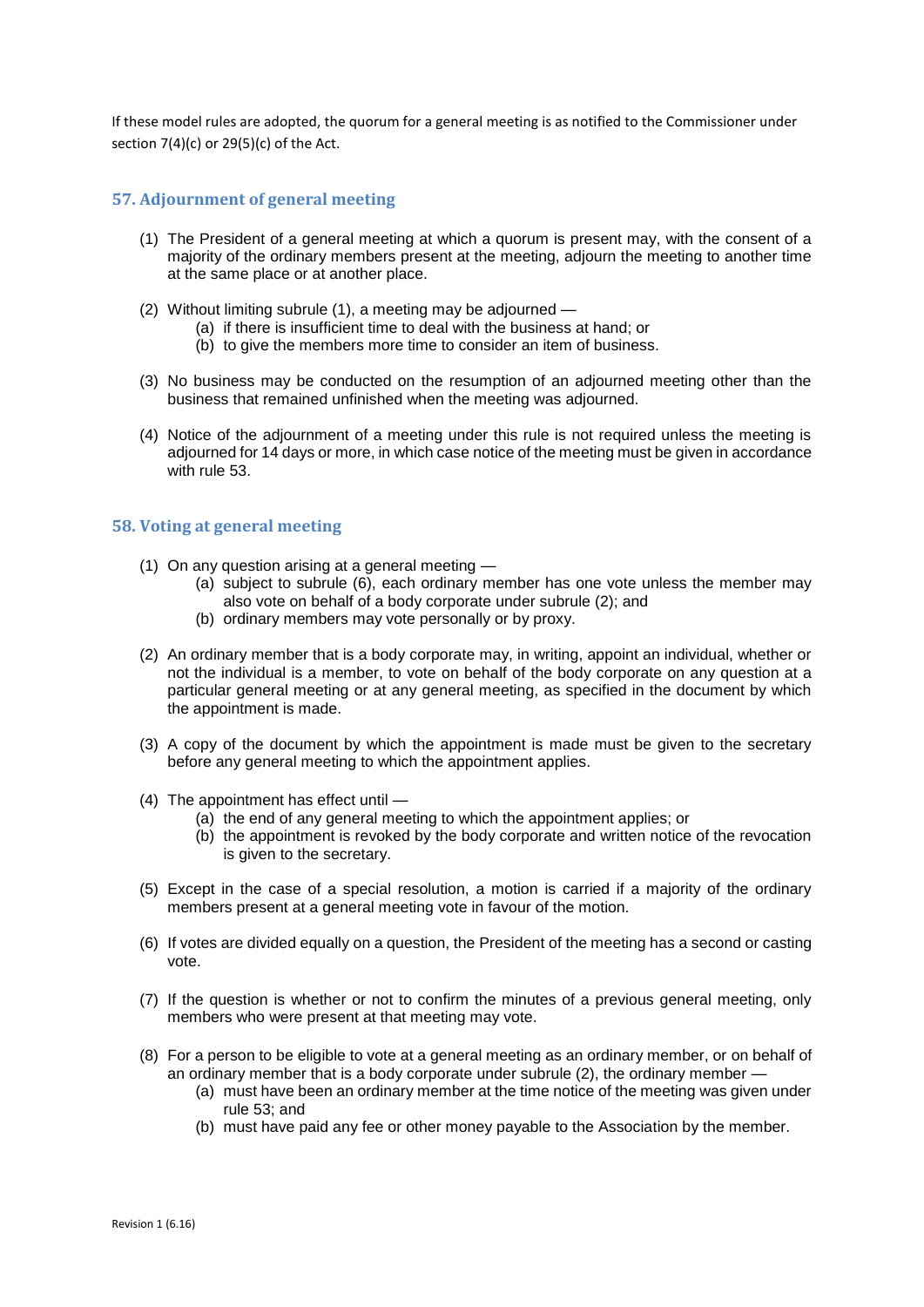If these model rules are adopted, the quorum for a general meeting is as notified to the Commissioner under section 7(4)(c) or 29(5)(c) of the Act.

## 57. Adjournment of general meeting

(1) The President of a general meeting at which a quorum is present may, with the consent of a majority of the ordinary members present at the meeting, adjourn the meeting to another time at the same place or at another place.

(2) Without limiting subrule (1), a meeting may be adjourned —

- (a) if there is insufficient time to deal with the business at hand; or
- (b) to give the members more time to consider an item of business.

(3) No business may be conducted on the resumption of an adjourned meeting other than the business that remained unfinished when the meeting was adjourned.

(4) Notice of the adjournment of a meeting under this rule is not required unless the meeting is adjourned for 14 days or more, in which case notice of the meeting must be given in accordance with rule 53.

## 58. Voting at general meeting

(1) On any question arising at a general meeting —

- (a) subject to subrule (6), each ordinary member has one vote unless the member may also vote on behalf of a body corporate under subrule (2); and
- (b) ordinary members may vote personally or by proxy.

(2) An ordinary member that is a body corporate may, in writing, appoint an individual, whether or not the individual is a member, to vote on behalf of the body corporate on any question at a particular general meeting or at any general meeting, as specified in the document by which the appointment is made.

(3) A copy of the document by which the appointment is made must be given to the secretary before any general meeting to which the appointment applies.

(4) The appointment has effect until —

- (a) the end of any general meeting to which the appointment applies; or
- (b) the appointment is revoked by the body corporate and written notice of the revocation is given to the secretary.

(5) Except in the case of a special resolution, a motion is carried if a majority of the ordinary members present at a general meeting vote in favour of the motion.

(6) If votes are divided equally on a question, the President of the meeting has a second or casting vote.

(7) If the question is whether or not to confirm the minutes of a previous general meeting, only members who were present at that meeting may vote.

(8) For a person to be eligible to vote at a general meeting as an ordinary member, or on behalf of an ordinary member that is a body corporate under subrule (2), the ordinary member —

- (a) must have been an ordinary member at the time notice of the meeting was given under rule 53; and
- (b) must have paid any fee or other money payable to the Association by the member.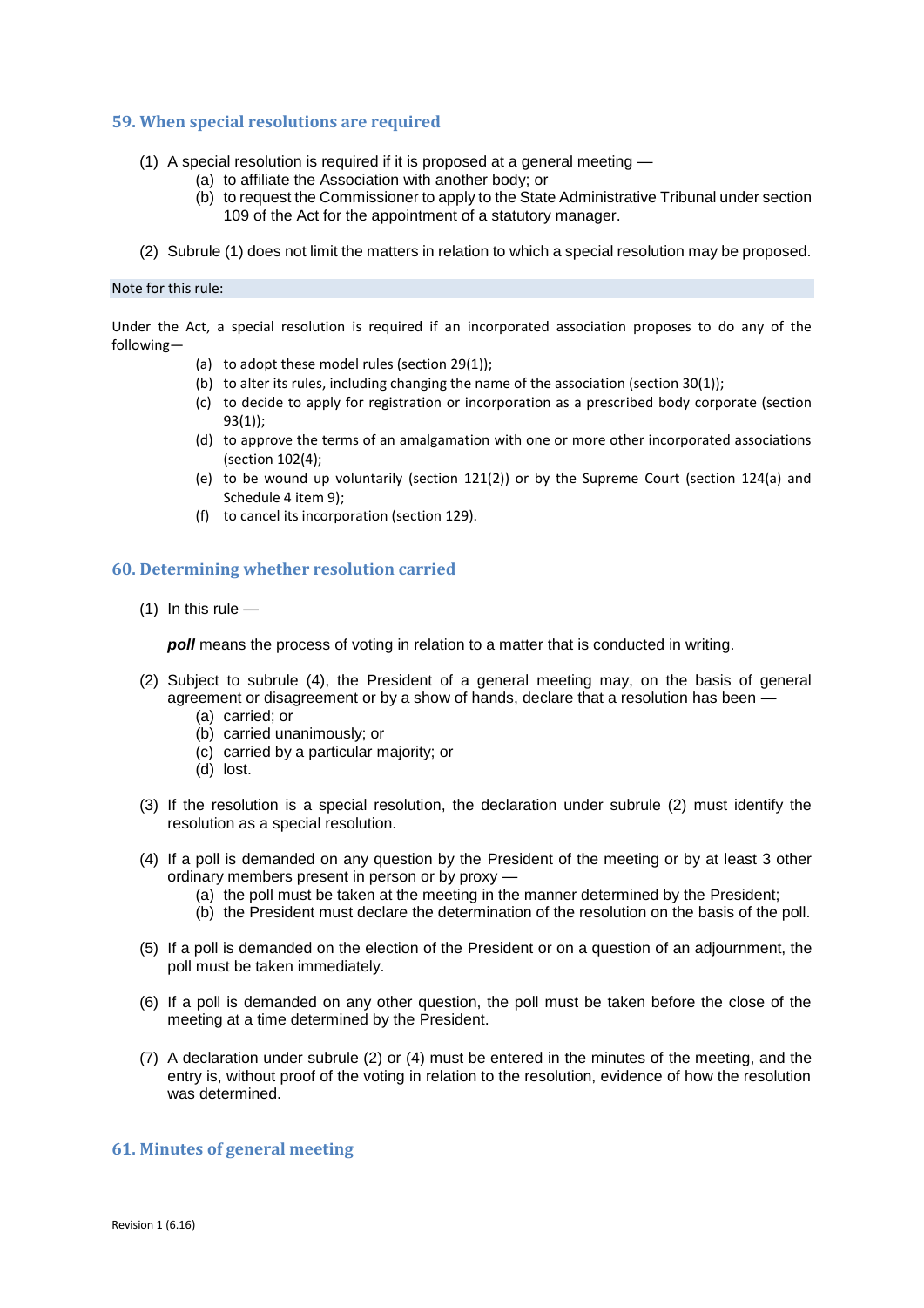## 59. When special resolutions are required

(1) A special resolution is required if it is proposed at a general meeting —
  (a) to affiliate the Association with another body; or
  (b) to request the Commissioner to apply to the State Administrative Tribunal under section 109 of the Act for the appointment of a statutory manager.

(2) Subrule (1) does not limit the matters in relation to which a special resolution may be proposed.

Note for this rule:

Under the Act, a special resolution is required if an incorporated association proposes to do any of the following—

  (a) to adopt these model rules (section 29(1));
  (b) to alter its rules, including changing the name of the association (section 30(1));
  (c) to decide to apply for registration or incorporation as a prescribed body corporate (section 93(1));
  (d) to approve the terms of an amalgamation with one or more other incorporated associations (section 102(4);
  (e) to be wound up voluntarily (section 121(2)) or by the Supreme Court (section 124(a) and Schedule 4 item 9);
  (f) to cancel its incorporation (section 129).

## 60. Determining whether resolution carried

(1) In this rule —

***poll*** means the process of voting in relation to a matter that is conducted in writing.

(2) Subject to subrule (4), the President of a general meeting may, on the basis of general agreement or disagreement or by a show of hands, declare that a resolution has been —
  (a) carried; or
  (b) carried unanimously; or
  (c) carried by a particular majority; or
  (d) lost.

(3) If the resolution is a special resolution, the declaration under subrule (2) must identify the resolution as a special resolution.

(4) If a poll is demanded on any question by the President of the meeting or by at least 3 other ordinary members present in person or by proxy —
  (a) the poll must be taken at the meeting in the manner determined by the President;
  (b) the President must declare the determination of the resolution on the basis of the poll.

(5) If a poll is demanded on the election of the President or on a question of an adjournment, the poll must be taken immediately.

(6) If a poll is demanded on any other question, the poll must be taken before the close of the meeting at a time determined by the President.

(7) A declaration under subrule (2) or (4) must be entered in the minutes of the meeting, and the entry is, without proof of the voting in relation to the resolution, evidence of how the resolution was determined.

## 61. Minutes of general meeting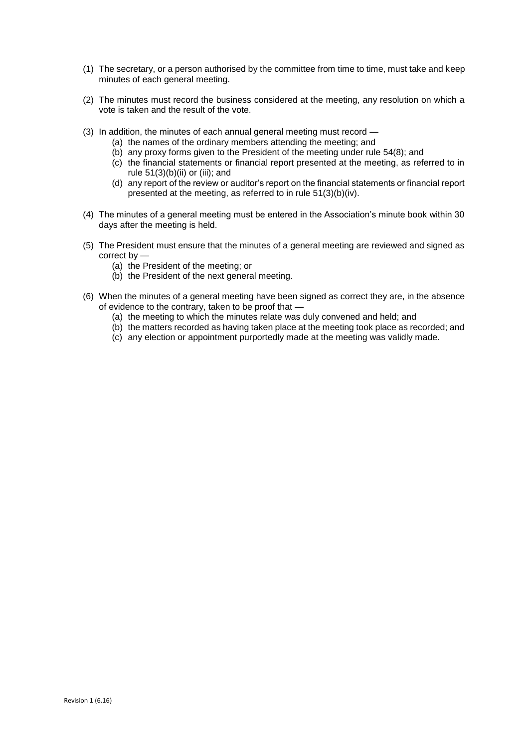(1) The secretary, or a person authorised by the committee from time to time, must take and keep minutes of each general meeting.

(2) The minutes must record the business considered at the meeting, any resolution on which a vote is taken and the result of the vote.

(3) In addition, the minutes of each annual general meeting must record —
   - (a) the names of the ordinary members attending the meeting; and
   - (b) any proxy forms given to the President of the meeting under rule 54(8); and
   - (c) the financial statements or financial report presented at the meeting, as referred to in rule 51(3)(b)(ii) or (iii); and
   - (d) any report of the review or auditor's report on the financial statements or financial report presented at the meeting, as referred to in rule 51(3)(b)(iv).

(4) The minutes of a general meeting must be entered in the Association's minute book within 30 days after the meeting is held.

(5) The President must ensure that the minutes of a general meeting are reviewed and signed as correct by —
   - (a) the President of the meeting; or
   - (b) the President of the next general meeting.

(6) When the minutes of a general meeting have been signed as correct they are, in the absence of evidence to the contrary, taken to be proof that —
   - (a) the meeting to which the minutes relate was duly convened and held; and
   - (b) the matters recorded as having taken place at the meeting took place as recorded; and
   - (c) any election or appointment purportedly made at the meeting was validly made.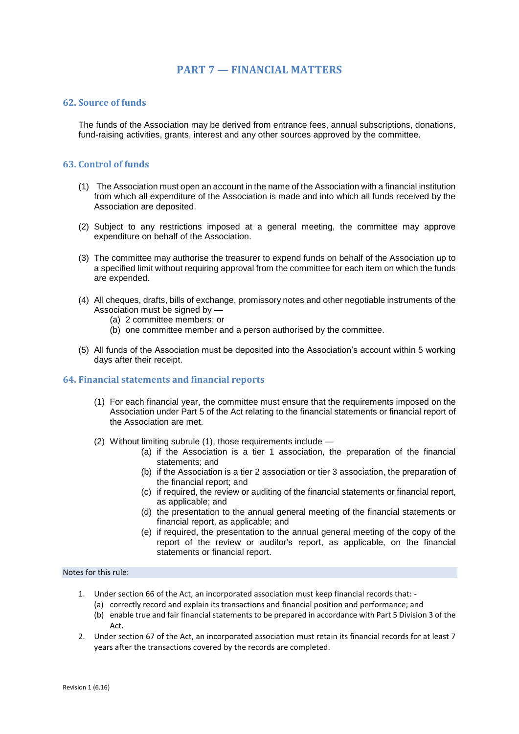# PART 7 — FINANCIAL MATTERS

## 62. Source of funds

The funds of the Association may be derived from entrance fees, annual subscriptions, donations, fund-raising activities, grants, interest and any other sources approved by the committee.

## 63. Control of funds

(1) The Association must open an account in the name of the Association with a financial institution from which all expenditure of the Association is made and into which all funds received by the Association are deposited.

(2) Subject to any restrictions imposed at a general meeting, the committee may approve expenditure on behalf of the Association.

(3) The committee may authorise the treasurer to expend funds on behalf of the Association up to a specified limit without requiring approval from the committee for each item on which the funds are expended.

(4) All cheques, drafts, bills of exchange, promissory notes and other negotiable instruments of the Association must be signed by —
   - (a) 2 committee members; or
   - (b) one committee member and a person authorised by the committee.

(5) All funds of the Association must be deposited into the Association's account within 5 working days after their receipt.

## 64. Financial statements and financial reports

(1) For each financial year, the committee must ensure that the requirements imposed on the Association under Part 5 of the Act relating to the financial statements or financial report of the Association are met.

(2) Without limiting subrule (1), those requirements include —
   - (a) if the Association is a tier 1 association, the preparation of the financial statements; and
   - (b) if the Association is a tier 2 association or tier 3 association, the preparation of the financial report; and
   - (c) if required, the review or auditing of the financial statements or financial report, as applicable; and
   - (d) the presentation to the annual general meeting of the financial statements or financial report, as applicable; and
   - (e) if required, the presentation to the annual general meeting of the copy of the report of the review or auditor's report, as applicable, on the financial statements or financial report.

Notes for this rule:

1. Under section 66 of the Act, an incorporated association must keep financial records that: -
   - (a) correctly record and explain its transactions and financial position and performance; and
   - (b) enable true and fair financial statements to be prepared in accordance with Part 5 Division 3 of the Act.
2. Under section 67 of the Act, an incorporated association must retain its financial records for at least 7 years after the transactions covered by the records are completed.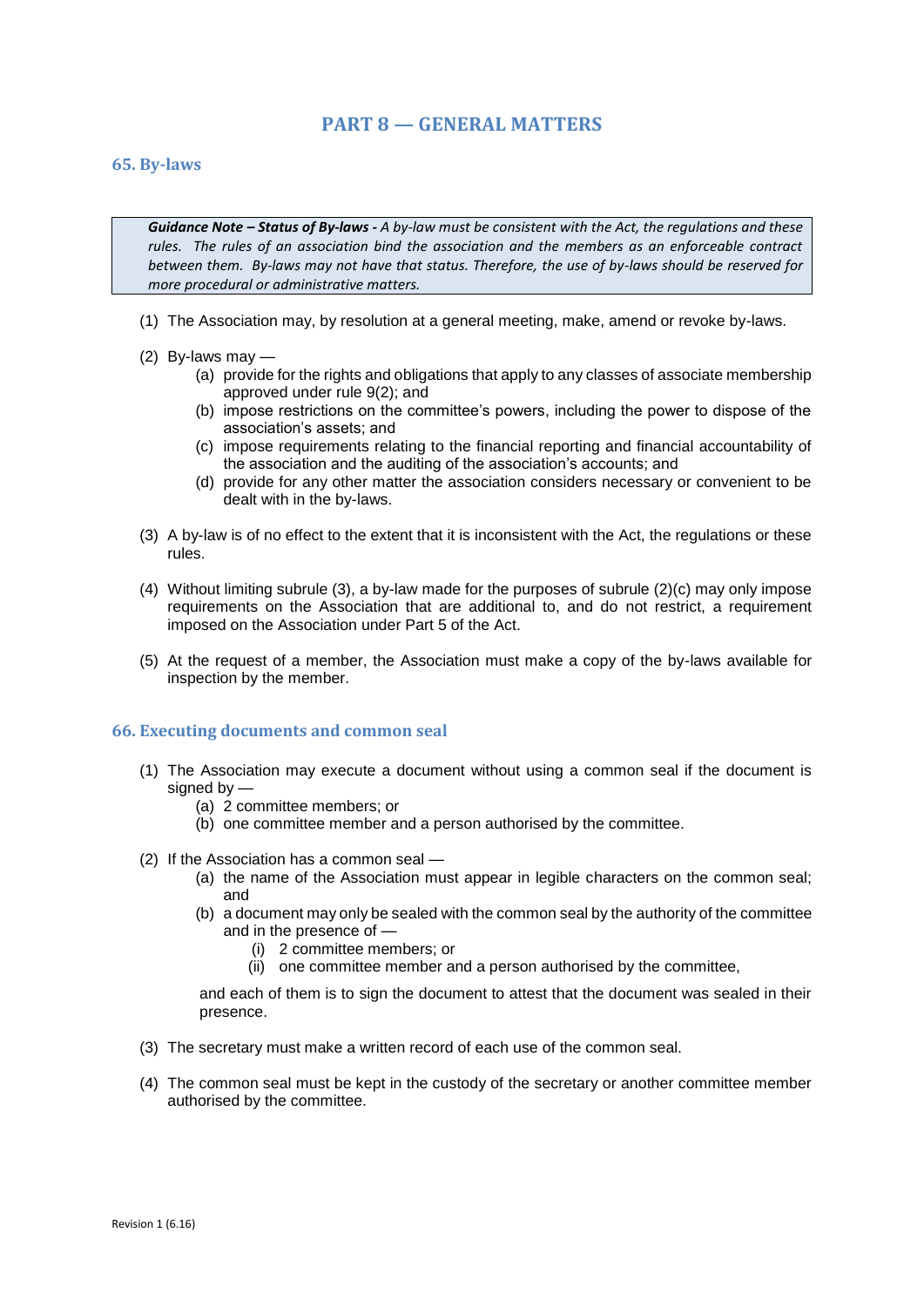# PART 8 — GENERAL MATTERS

## 65. By-laws

> ***Guidance Note – Status of By-laws -*** *A by-law must be consistent with the Act, the regulations and these rules. The rules of an association bind the association and the members as an enforceable contract between them. By-laws may not have that status. Therefore, the use of by-laws should be reserved for more procedural or administrative matters.*

(1) The Association may, by resolution at a general meeting, make, amend or revoke by-laws.

(2) By-laws may —

- (a) provide for the rights and obligations that apply to any classes of associate membership approved under rule 9(2); and
- (b) impose restrictions on the committee's powers, including the power to dispose of the association's assets; and
- (c) impose requirements relating to the financial reporting and financial accountability of the association and the auditing of the association's accounts; and
- (d) provide for any other matter the association considers necessary or convenient to be dealt with in the by-laws.

(3) A by-law is of no effect to the extent that it is inconsistent with the Act, the regulations or these rules.

(4) Without limiting subrule (3), a by-law made for the purposes of subrule (2)(c) may only impose requirements on the Association that are additional to, and do not restrict, a requirement imposed on the Association under Part 5 of the Act.

(5) At the request of a member, the Association must make a copy of the by-laws available for inspection by the member.

## 66. Executing documents and common seal

(1) The Association may execute a document without using a common seal if the document is signed by —

- (a) 2 committee members; or
- (b) one committee member and a person authorised by the committee.

(2) If the Association has a common seal —

- (a) the name of the Association must appear in legible characters on the common seal; and
- (b) a document may only be sealed with the common seal by the authority of the committee and in the presence of —
  - (i) 2 committee members; or
  - (ii) one committee member and a person authorised by the committee,

  and each of them is to sign the document to attest that the document was sealed in their presence.

(3) The secretary must make a written record of each use of the common seal.

(4) The common seal must be kept in the custody of the secretary or another committee member authorised by the committee.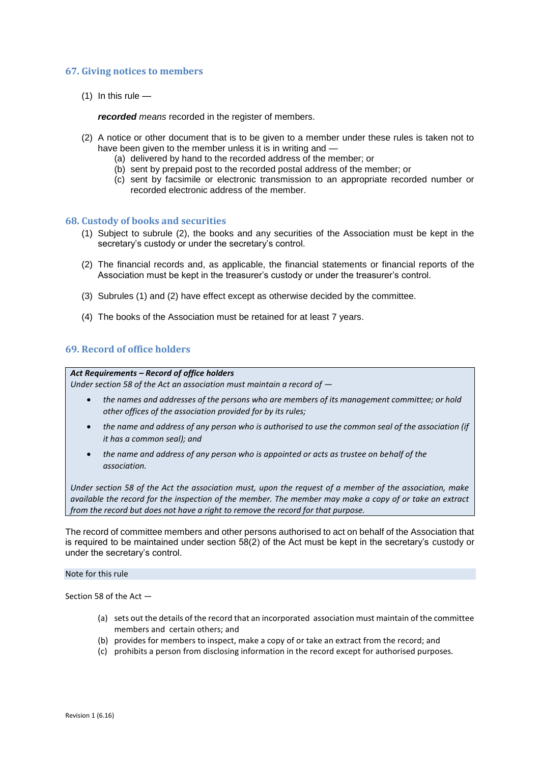## 67. Giving notices to members

(1) In this rule —

***recorded*** *means* recorded in the register of members.

(2) A notice or other document that is to be given to a member under these rules is taken not to have been given to the member unless it is in writing and —
   (a) delivered by hand to the recorded address of the member; or
   (b) sent by prepaid post to the recorded postal address of the member; or
   (c) sent by facsimile or electronic transmission to an appropriate recorded number or recorded electronic address of the member.

## 68. Custody of books and securities

(1) Subject to subrule (2), the books and any securities of the Association must be kept in the secretary's custody or under the secretary's control.

(2) The financial records and, as applicable, the financial statements or financial reports of the Association must be kept in the treasurer's custody or under the treasurer's control.

(3) Subrules (1) and (2) have effect except as otherwise decided by the committee.

(4) The books of the Association must be retained for at least 7 years.

## 69. Record of office holders

> ***Act Requirements – Record of office holders***
> *Under section 58 of the Act an association must maintain a record of —*
>
> - *the names and addresses of the persons who are members of its management committee; or hold other offices of the association provided for by its rules;*
> - *the name and address of any person who is authorised to use the common seal of the association (if it has a common seal); and*
> - *the name and address of any person who is appointed or acts as trustee on behalf of the association.*
>
> *Under section 58 of the Act the association must, upon the request of a member of the association, make available the record for the inspection of the member. The member may make a copy of or take an extract from the record but does not have a right to remove the record for that purpose.*

The record of committee members and other persons authorised to act on behalf of the Association that is required to be maintained under section 58(2) of the Act must be kept in the secretary's custody or under the secretary's control.

Note for this rule

Section 58 of the Act —

(a) sets out the details of the record that an incorporated association must maintain of the committee members and certain others; and
(b) provides for members to inspect, make a copy of or take an extract from the record; and
(c) prohibits a person from disclosing information in the record except for authorised purposes.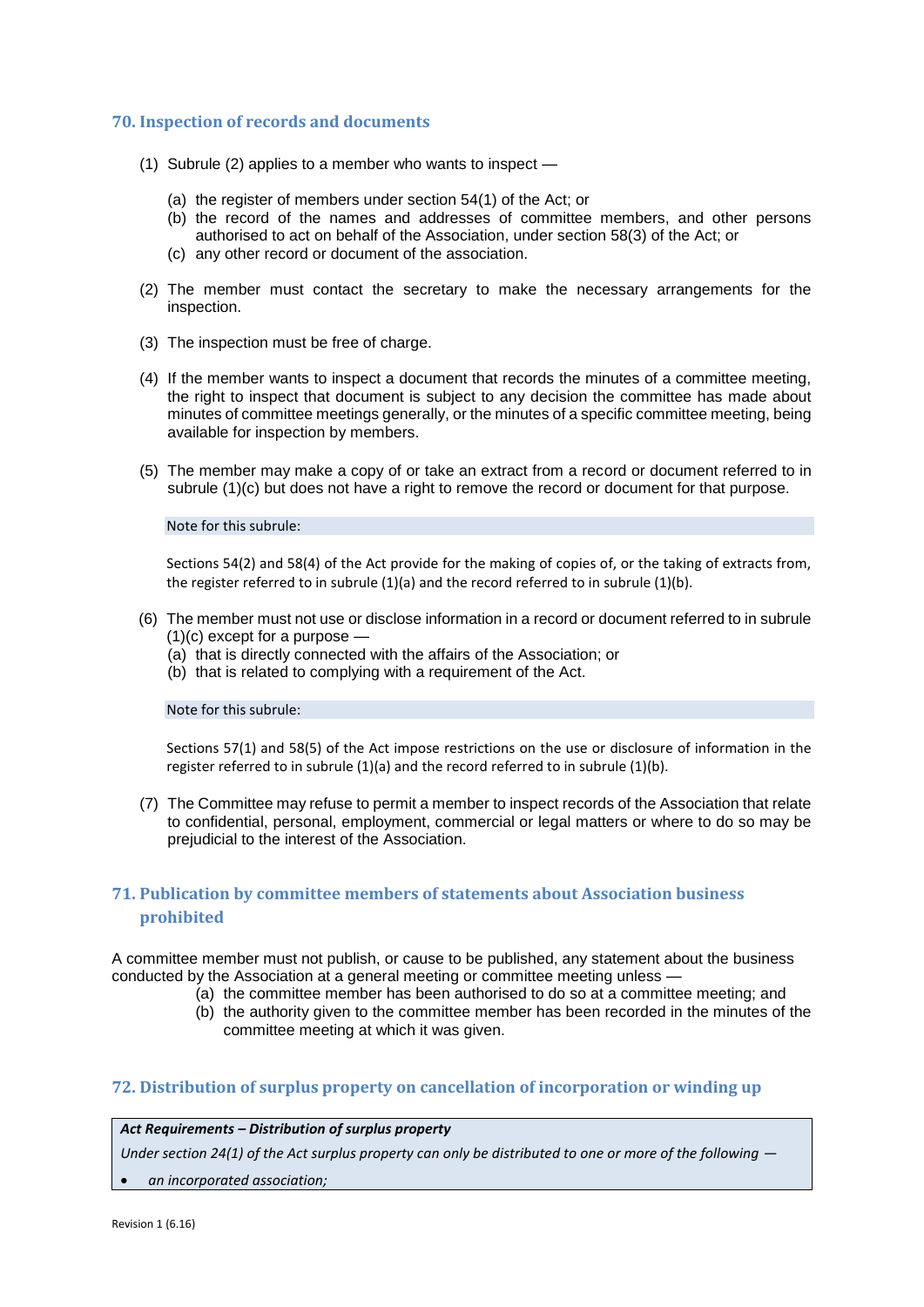## 70. Inspection of records and documents

(1) Subrule (2) applies to a member who wants to inspect —

(a) the register of members under section 54(1) of the Act; or
(b) the record of the names and addresses of committee members, and other persons authorised to act on behalf of the Association, under section 58(3) of the Act; or
(c) any other record or document of the association.

(2) The member must contact the secretary to make the necessary arrangements for the inspection.

(3) The inspection must be free of charge.

(4) If the member wants to inspect a document that records the minutes of a committee meeting, the right to inspect that document is subject to any decision the committee has made about minutes of committee meetings generally, or the minutes of a specific committee meeting, being available for inspection by members.

(5) The member may make a copy of or take an extract from a record or document referred to in subrule (1)(c) but does not have a right to remove the record or document for that purpose.

Note for this subrule:

Sections 54(2) and 58(4) of the Act provide for the making of copies of, or the taking of extracts from, the register referred to in subrule (1)(a) and the record referred to in subrule (1)(b).

(6) The member must not use or disclose information in a record or document referred to in subrule (1)(c) except for a purpose —
(a) that is directly connected with the affairs of the Association; or
(b) that is related to complying with a requirement of the Act.

Note for this subrule:

Sections 57(1) and 58(5) of the Act impose restrictions on the use or disclosure of information in the register referred to in subrule (1)(a) and the record referred to in subrule (1)(b).

(7) The Committee may refuse to permit a member to inspect records of the Association that relate to confidential, personal, employment, commercial or legal matters or where to do so may be prejudicial to the interest of the Association.

## 71. Publication by committee members of statements about Association business prohibited

A committee member must not publish, or cause to be published, any statement about the business conducted by the Association at a general meeting or committee meeting unless —
(a) the committee member has been authorised to do so at a committee meeting; and
(b) the authority given to the committee member has been recorded in the minutes of the committee meeting at which it was given.

## 72. Distribution of surplus property on cancellation of incorporation or winding up

***Act Requirements – Distribution of surplus property***

*Under section 24(1) of the Act surplus property can only be distributed to one or more of the following —*

- *an incorporated association;*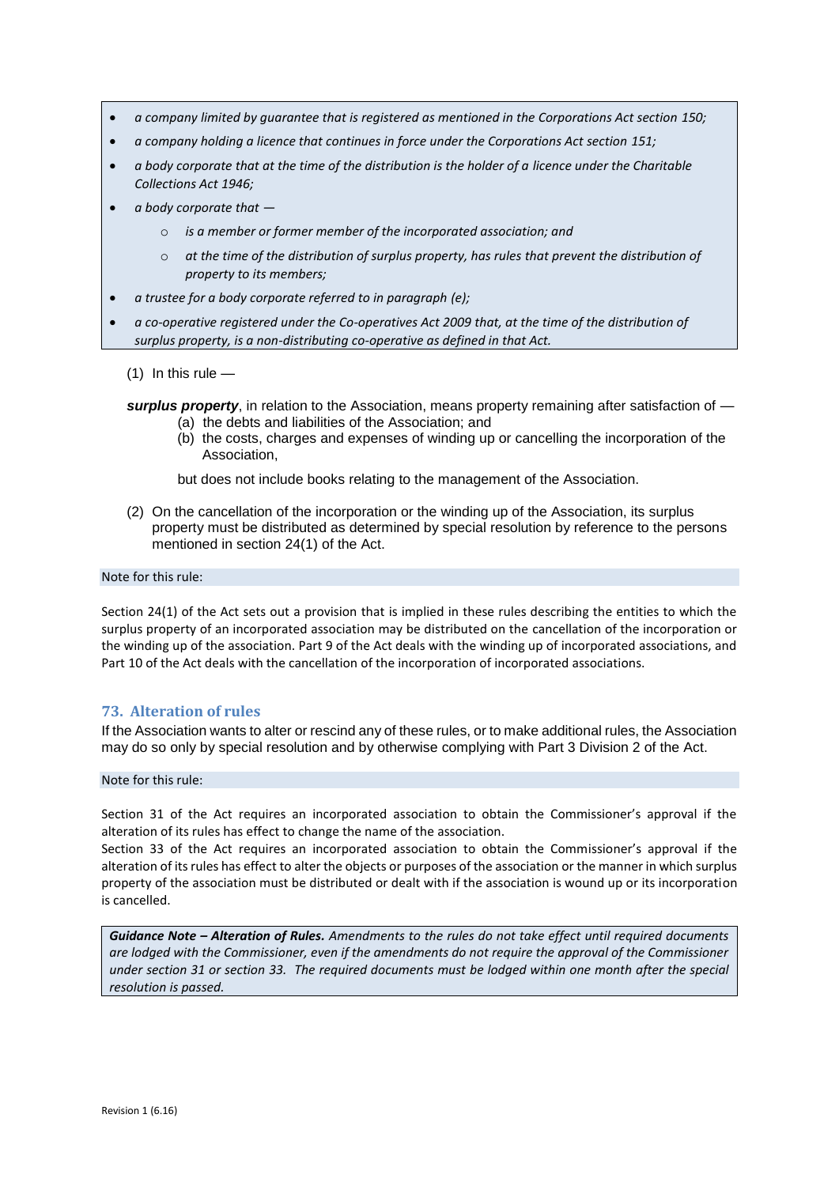- *a company limited by guarantee that is registered as mentioned in the Corporations Act section 150;*
- *a company holding a licence that continues in force under the Corporations Act section 151;*
- *a body corporate that at the time of the distribution is the holder of a licence under the Charitable Collections Act 1946;*
- *a body corporate that —*
    - *is a member or former member of the incorporated association; and*
    - *at the time of the distribution of surplus property, has rules that prevent the distribution of property to its members;*
- *a trustee for a body corporate referred to in paragraph (e);*
- *a co-operative registered under the Co-operatives Act 2009 that, at the time of the distribution of surplus property, is a non-distributing co-operative as defined in that Act.*

(1) In this rule —

***surplus property***, in relation to the Association, means property remaining after satisfaction of —

(a) the debts and liabilities of the Association; and

(b) the costs, charges and expenses of winding up or cancelling the incorporation of the Association,

but does not include books relating to the management of the Association.

(2) On the cancellation of the incorporation or the winding up of the Association, its surplus property must be distributed as determined by special resolution by reference to the persons mentioned in section 24(1) of the Act.

Note for this rule:

Section 24(1) of the Act sets out a provision that is implied in these rules describing the entities to which the surplus property of an incorporated association may be distributed on the cancellation of the incorporation or the winding up of the association. Part 9 of the Act deals with the winding up of incorporated associations, and Part 10 of the Act deals with the cancellation of the incorporation of incorporated associations.

### 73. Alteration of rules

If the Association wants to alter or rescind any of these rules, or to make additional rules, the Association may do so only by special resolution and by otherwise complying with Part 3 Division 2 of the Act.

Note for this rule:

Section 31 of the Act requires an incorporated association to obtain the Commissioner's approval if the alteration of its rules has effect to change the name of the association.

Section 33 of the Act requires an incorporated association to obtain the Commissioner's approval if the alteration of its rules has effect to alter the objects or purposes of the association or the manner in which surplus property of the association must be distributed or dealt with if the association is wound up or its incorporation is cancelled.

***Guidance Note – Alteration of Rules.*** *Amendments to the rules do not take effect until required documents are lodged with the Commissioner, even if the amendments do not require the approval of the Commissioner under section 31 or section 33. The required documents must be lodged within one month after the special resolution is passed.*

Revision 1 (6.16)